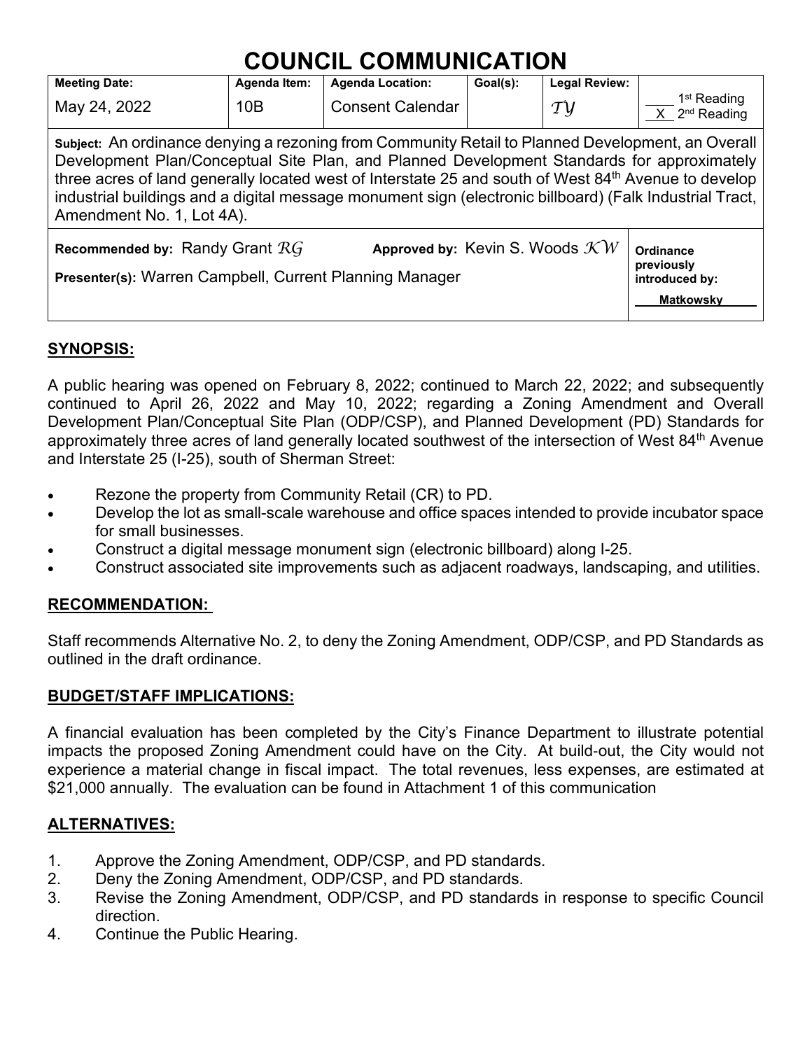# COUNCIL COMMUNICATION

| Meeting Date: | Agenda Item: | Agenda Location: | Goal(s): | Legal Review: | |
|---|---|---|---|---|---|
| May 24, 2022 | 10B | Consent Calendar | | TY | ___ 1st Reading<br>X 2nd Reading |

**Subject:** An ordinance denying a rezoning from Community Retail to Planned Development, an Overall Development Plan/Conceptual Site Plan, and Planned Development Standards for approximately three acres of land generally located west of Interstate 25 and south of West 84th Avenue to develop industrial buildings and a digital message monument sign (electronic billboard) (Falk Industrial Tract, Amendment No. 1, Lot 4A).

**Recommended by:** Randy Grant *RG* **Approved by:** Kevin S. Woods *KW*

**Presenter(s):** Warren Campbell, Current Planning Manager

**Ordinance previously introduced by:** Matkowsky

## SYNOPSIS:

A public hearing was opened on February 8, 2022; continued to March 22, 2022; and subsequently continued to April 26, 2022 and May 10, 2022; regarding a Zoning Amendment and Overall Development Plan/Conceptual Site Plan (ODP/CSP), and Planned Development (PD) Standards for approximately three acres of land generally located southwest of the intersection of West 84th Avenue and Interstate 25 (I-25), south of Sherman Street:

- Rezone the property from Community Retail (CR) to PD.
- Develop the lot as small-scale warehouse and office spaces intended to provide incubator space for small businesses.
- Construct a digital message monument sign (electronic billboard) along I-25.
- Construct associated site improvements such as adjacent roadways, landscaping, and utilities.

## RECOMMENDATION:

Staff recommends Alternative No. 2, to deny the Zoning Amendment, ODP/CSP, and PD Standards as outlined in the draft ordinance.

## BUDGET/STAFF IMPLICATIONS:

A financial evaluation has been completed by the City's Finance Department to illustrate potential impacts the proposed Zoning Amendment could have on the City. At build-out, the City would not experience a material change in fiscal impact. The total revenues, less expenses, are estimated at $21,000 annually. The evaluation can be found in Attachment 1 of this communication

## ALTERNATIVES:

1. Approve the Zoning Amendment, ODP/CSP, and PD standards.
2. Deny the Zoning Amendment, ODP/CSP, and PD standards.
3. Revise the Zoning Amendment, ODP/CSP, and PD standards in response to specific Council direction.
4. Continue the Public Hearing.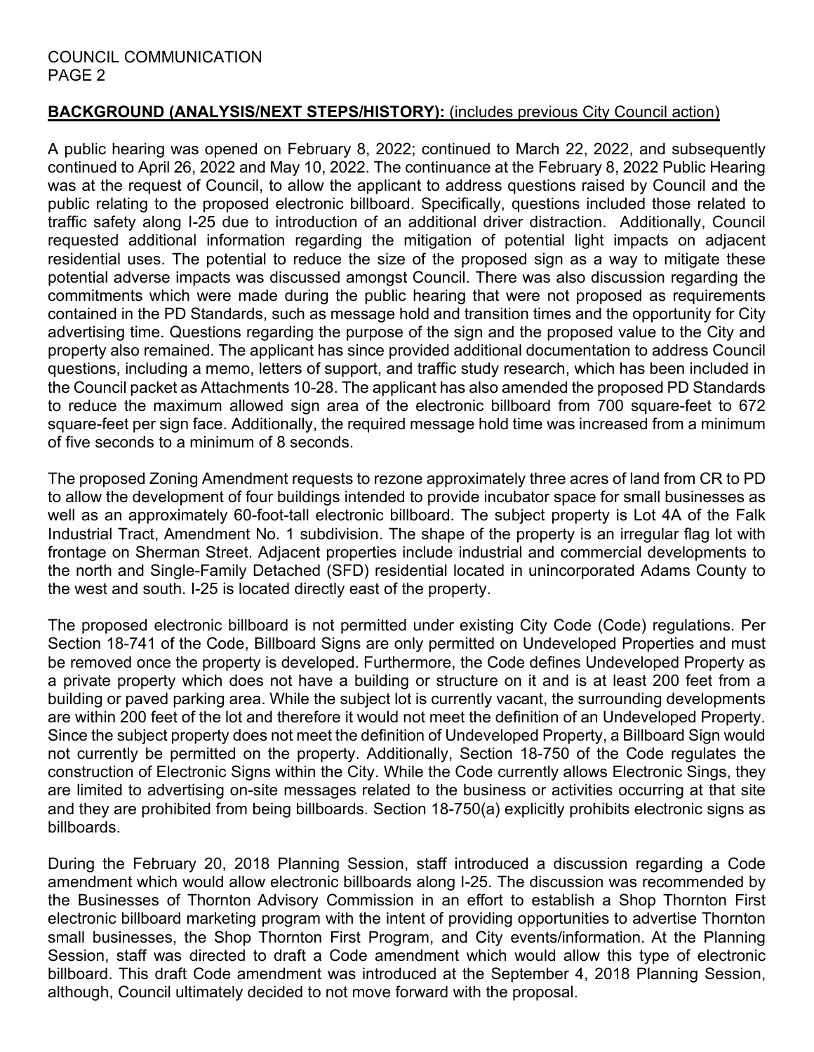**BACKGROUND (ANALYSIS/NEXT STEPS/HISTORY):** (includes previous City Council action)

A public hearing was opened on February 8, 2022; continued to March 22, 2022, and subsequently continued to April 26, 2022 and May 10, 2022. The continuance at the February 8, 2022 Public Hearing was at the request of Council, to allow the applicant to address questions raised by Council and the public relating to the proposed electronic billboard. Specifically, questions included those related to traffic safety along I-25 due to introduction of an additional driver distraction. Additionally, Council requested additional information regarding the mitigation of potential light impacts on adjacent residential uses. The potential to reduce the size of the proposed sign as a way to mitigate these potential adverse impacts was discussed amongst Council. There was also discussion regarding the commitments which were made during the public hearing that were not proposed as requirements contained in the PD Standards, such as message hold and transition times and the opportunity for City advertising time. Questions regarding the purpose of the sign and the proposed value to the City and property also remained. The applicant has since provided additional documentation to address Council questions, including a memo, letters of support, and traffic study research, which has been included in the Council packet as Attachments 10-28. The applicant has also amended the proposed PD Standards to reduce the maximum allowed sign area of the electronic billboard from 700 square-feet to 672 square-feet per sign face. Additionally, the required message hold time was increased from a minimum of five seconds to a minimum of 8 seconds.

The proposed Zoning Amendment requests to rezone approximately three acres of land from CR to PD to allow the development of four buildings intended to provide incubator space for small businesses as well as an approximately 60-foot-tall electronic billboard. The subject property is Lot 4A of the Falk Industrial Tract, Amendment No. 1 subdivision. The shape of the property is an irregular flag lot with frontage on Sherman Street. Adjacent properties include industrial and commercial developments to the north and Single-Family Detached (SFD) residential located in unincorporated Adams County to the west and south. I-25 is located directly east of the property.

The proposed electronic billboard is not permitted under existing City Code (Code) regulations. Per Section 18-741 of the Code, Billboard Signs are only permitted on Undeveloped Properties and must be removed once the property is developed. Furthermore, the Code defines Undeveloped Property as a private property which does not have a building or structure on it and is at least 200 feet from a building or paved parking area. While the subject lot is currently vacant, the surrounding developments are within 200 feet of the lot and therefore it would not meet the definition of an Undeveloped Property. Since the subject property does not meet the definition of Undeveloped Property, a Billboard Sign would not currently be permitted on the property. Additionally, Section 18-750 of the Code regulates the construction of Electronic Signs within the City. While the Code currently allows Electronic Sings, they are limited to advertising on-site messages related to the business or activities occurring at that site and they are prohibited from being billboards. Section 18-750(a) explicitly prohibits electronic signs as billboards.

During the February 20, 2018 Planning Session, staff introduced a discussion regarding a Code amendment which would allow electronic billboards along I-25. The discussion was recommended by the Businesses of Thornton Advisory Commission in an effort to establish a Shop Thornton First electronic billboard marketing program with the intent of providing opportunities to advertise Thornton small businesses, the Shop Thornton First Program, and City events/information. At the Planning Session, staff was directed to draft a Code amendment which would allow this type of electronic billboard. This draft Code amendment was introduced at the September 4, 2018 Planning Session, although, Council ultimately decided to not move forward with the proposal.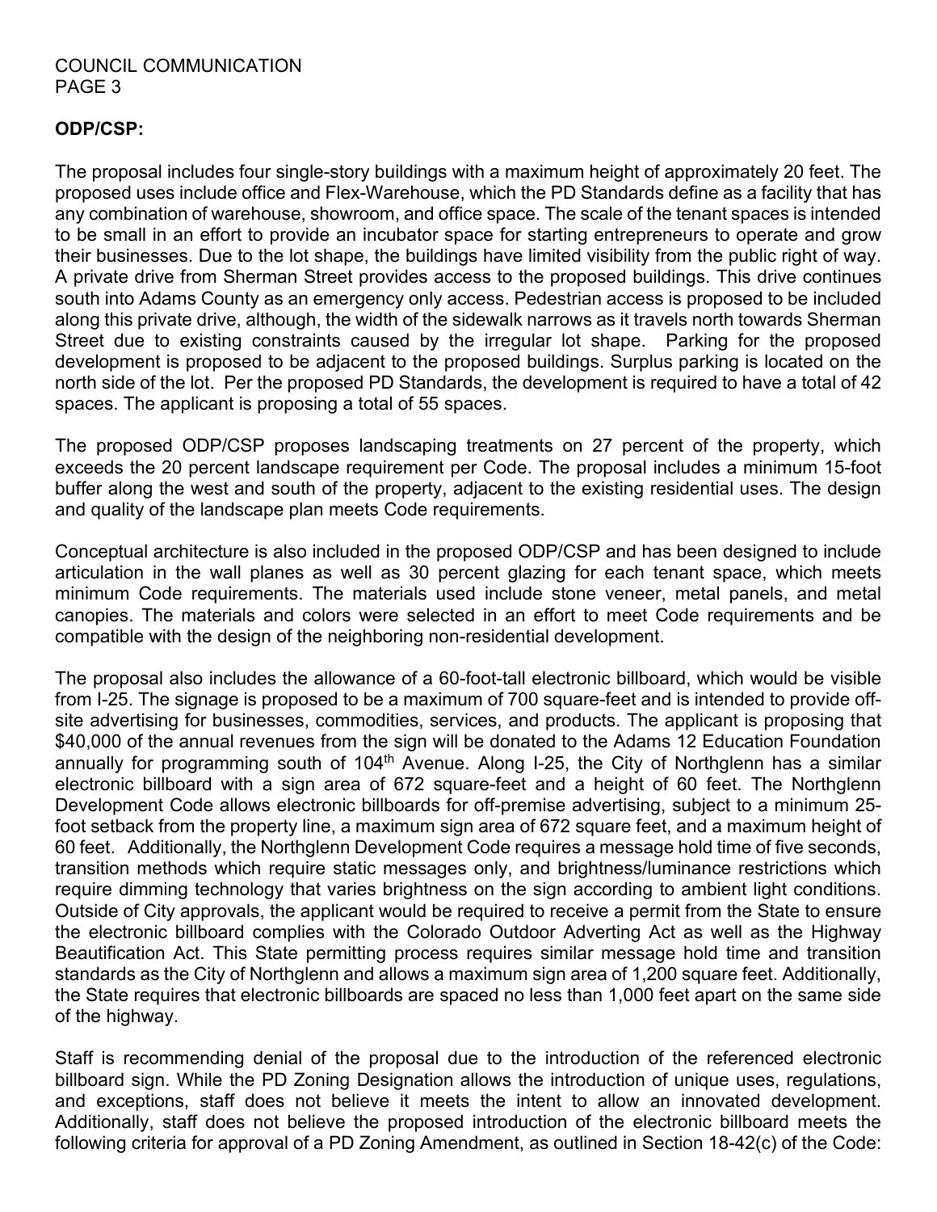**ODP/CSP:**

The proposal includes four single-story buildings with a maximum height of approximately 20 feet. The proposed uses include office and Flex-Warehouse, which the PD Standards define as a facility that has any combination of warehouse, showroom, and office space. The scale of the tenant spaces is intended to be small in an effort to provide an incubator space for starting entrepreneurs to operate and grow their businesses. Due to the lot shape, the buildings have limited visibility from the public right of way. A private drive from Sherman Street provides access to the proposed buildings. This drive continues south into Adams County as an emergency only access. Pedestrian access is proposed to be included along this private drive, although, the width of the sidewalk narrows as it travels north towards Sherman Street due to existing constraints caused by the irregular lot shape. Parking for the proposed development is proposed to be adjacent to the proposed buildings. Surplus parking is located on the north side of the lot. Per the proposed PD Standards, the development is required to have a total of 42 spaces. The applicant is proposing a total of 55 spaces.

The proposed ODP/CSP proposes landscaping treatments on 27 percent of the property, which exceeds the 20 percent landscape requirement per Code. The proposal includes a minimum 15-foot buffer along the west and south of the property, adjacent to the existing residential uses. The design and quality of the landscape plan meets Code requirements.

Conceptual architecture is also included in the proposed ODP/CSP and has been designed to include articulation in the wall planes as well as 30 percent glazing for each tenant space, which meets minimum Code requirements. The materials used include stone veneer, metal panels, and metal canopies. The materials and colors were selected in an effort to meet Code requirements and be compatible with the design of the neighboring non-residential development.

The proposal also includes the allowance of a 60-foot-tall electronic billboard, which would be visible from I-25. The signage is proposed to be a maximum of 700 square-feet and is intended to provide off-site advertising for businesses, commodities, services, and products. The applicant is proposing that $40,000 of the annual revenues from the sign will be donated to the Adams 12 Education Foundation annually for programming south of 104th Avenue. Along I-25, the City of Northglenn has a similar electronic billboard with a sign area of 672 square-feet and a height of 60 feet. The Northglenn Development Code allows electronic billboards for off-premise advertising, subject to a minimum 25-foot setback from the property line, a maximum sign area of 672 square feet, and a maximum height of 60 feet. Additionally, the Northglenn Development Code requires a message hold time of five seconds, transition methods which require static messages only, and brightness/luminance restrictions which require dimming technology that varies brightness on the sign according to ambient light conditions. Outside of City approvals, the applicant would be required to receive a permit from the State to ensure the electronic billboard complies with the Colorado Outdoor Adverting Act as well as the Highway Beautification Act. This State permitting process requires similar message hold time and transition standards as the City of Northglenn and allows a maximum sign area of 1,200 square feet. Additionally, the State requires that electronic billboards are spaced no less than 1,000 feet apart on the same side of the highway.

Staff is recommending denial of the proposal due to the introduction of the referenced electronic billboard sign. While the PD Zoning Designation allows the introduction of unique uses, regulations, and exceptions, staff does not believe it meets the intent to allow an innovated development. Additionally, staff does not believe the proposed introduction of the electronic billboard meets the following criteria for approval of a PD Zoning Amendment, as outlined in Section 18-42(c) of the Code: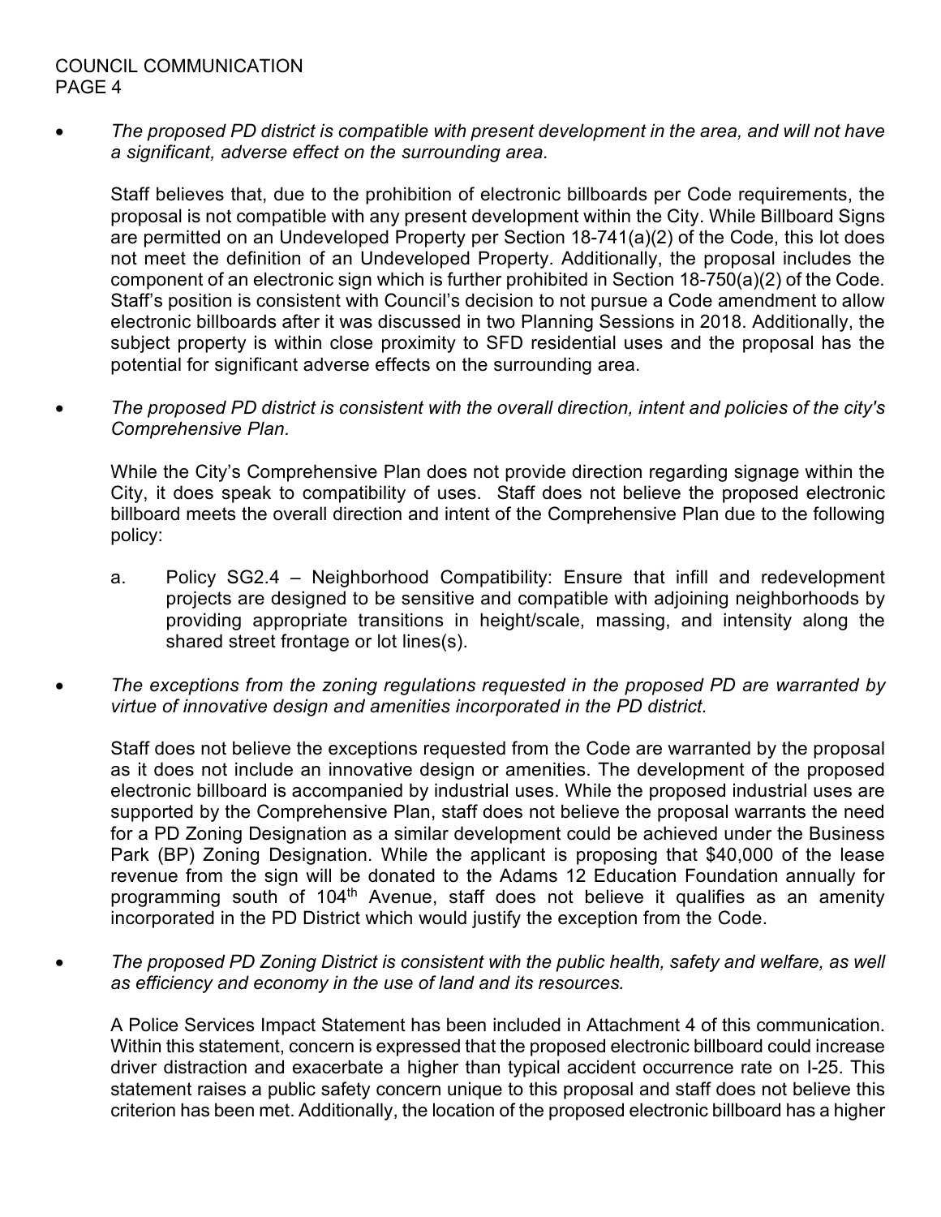- *The proposed PD district is compatible with present development in the area, and will not have a significant, adverse effect on the surrounding area.*

  Staff believes that, due to the prohibition of electronic billboards per Code requirements, the proposal is not compatible with any present development within the City. While Billboard Signs are permitted on an Undeveloped Property per Section 18-741(a)(2) of the Code, this lot does not meet the definition of an Undeveloped Property. Additionally, the proposal includes the component of an electronic sign which is further prohibited in Section 18-750(a)(2) of the Code. Staff's position is consistent with Council's decision to not pursue a Code amendment to allow electronic billboards after it was discussed in two Planning Sessions in 2018. Additionally, the subject property is within close proximity to SFD residential uses and the proposal has the potential for significant adverse effects on the surrounding area.

- *The proposed PD district is consistent with the overall direction, intent and policies of the city's Comprehensive Plan.*

  While the City's Comprehensive Plan does not provide direction regarding signage within the City, it does speak to compatibility of uses. Staff does not believe the proposed electronic billboard meets the overall direction and intent of the Comprehensive Plan due to the following policy:

  a. Policy SG2.4 – Neighborhood Compatibility: Ensure that infill and redevelopment projects are designed to be sensitive and compatible with adjoining neighborhoods by providing appropriate transitions in height/scale, massing, and intensity along the shared street frontage or lot lines(s).

- *The exceptions from the zoning regulations requested in the proposed PD are warranted by virtue of innovative design and amenities incorporated in the PD district.*

  Staff does not believe the exceptions requested from the Code are warranted by the proposal as it does not include an innovative design or amenities. The development of the proposed electronic billboard is accompanied by industrial uses. While the proposed industrial uses are supported by the Comprehensive Plan, staff does not believe the proposal warrants the need for a PD Zoning Designation as a similar development could be achieved under the Business Park (BP) Zoning Designation. While the applicant is proposing that $40,000 of the lease revenue from the sign will be donated to the Adams 12 Education Foundation annually for programming south of 104th Avenue, staff does not believe it qualifies as an amenity incorporated in the PD District which would justify the exception from the Code.

- *The proposed PD Zoning District is consistent with the public health, safety and welfare, as well as efficiency and economy in the use of land and its resources.*

  A Police Services Impact Statement has been included in Attachment 4 of this communication. Within this statement, concern is expressed that the proposed electronic billboard could increase driver distraction and exacerbate a higher than typical accident occurrence rate on I-25. This statement raises a public safety concern unique to this proposal and staff does not believe this criterion has been met. Additionally, the location of the proposed electronic billboard has a higher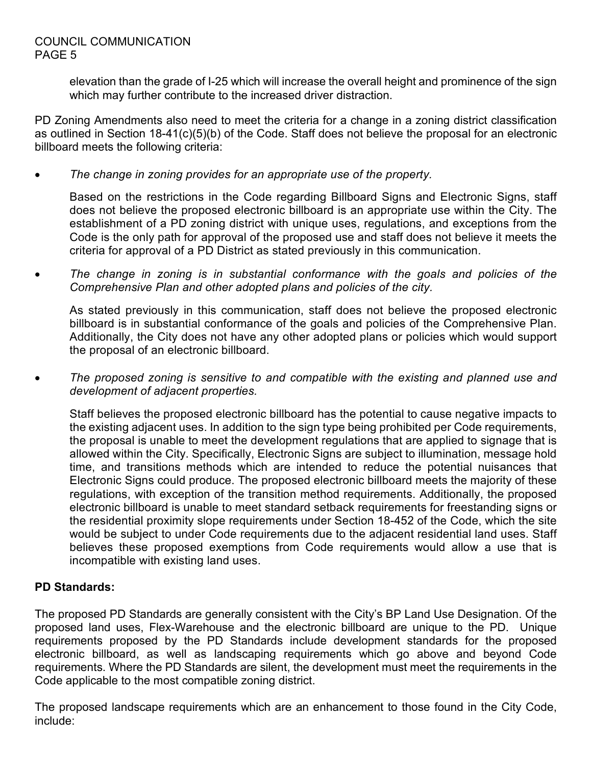elevation than the grade of I-25 which will increase the overall height and prominence of the sign which may further contribute to the increased driver distraction.

PD Zoning Amendments also need to meet the criteria for a change in a zoning district classification as outlined in Section 18-41(c)(5)(b) of the Code. Staff does not believe the proposal for an electronic billboard meets the following criteria:

- *The change in zoning provides for an appropriate use of the property.*

  Based on the restrictions in the Code regarding Billboard Signs and Electronic Signs, staff does not believe the proposed electronic billboard is an appropriate use within the City. The establishment of a PD zoning district with unique uses, regulations, and exceptions from the Code is the only path for approval of the proposed use and staff does not believe it meets the criteria for approval of a PD District as stated previously in this communication.

- *The change in zoning is in substantial conformance with the goals and policies of the Comprehensive Plan and other adopted plans and policies of the city.*

  As stated previously in this communication, staff does not believe the proposed electronic billboard is in substantial conformance of the goals and policies of the Comprehensive Plan. Additionally, the City does not have any other adopted plans or policies which would support the proposal of an electronic billboard.

- *The proposed zoning is sensitive to and compatible with the existing and planned use and development of adjacent properties.*

  Staff believes the proposed electronic billboard has the potential to cause negative impacts to the existing adjacent uses. In addition to the sign type being prohibited per Code requirements, the proposal is unable to meet the development regulations that are applied to signage that is allowed within the City. Specifically, Electronic Signs are subject to illumination, message hold time, and transitions methods which are intended to reduce the potential nuisances that Electronic Signs could produce. The proposed electronic billboard meets the majority of these regulations, with exception of the transition method requirements. Additionally, the proposed electronic billboard is unable to meet standard setback requirements for freestanding signs or the residential proximity slope requirements under Section 18-452 of the Code, which the site would be subject to under Code requirements due to the adjacent residential land uses. Staff believes these proposed exemptions from Code requirements would allow a use that is incompatible with existing land uses.

**PD Standards:**

The proposed PD Standards are generally consistent with the City's BP Land Use Designation. Of the proposed land uses, Flex-Warehouse and the electronic billboard are unique to the PD. Unique requirements proposed by the PD Standards include development standards for the proposed electronic billboard, as well as landscaping requirements which go above and beyond Code requirements. Where the PD Standards are silent, the development must meet the requirements in the Code applicable to the most compatible zoning district.

The proposed landscape requirements which are an enhancement to those found in the City Code, include: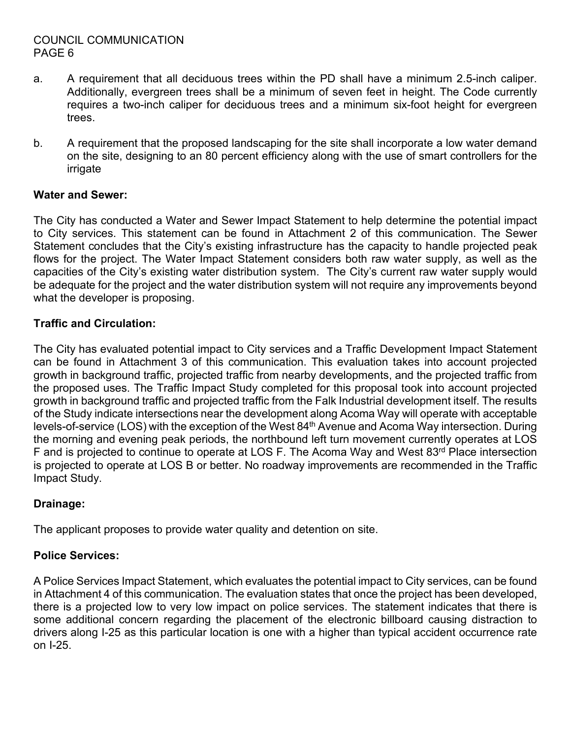a. A requirement that all deciduous trees within the PD shall have a minimum 2.5-inch caliper. Additionally, evergreen trees shall be a minimum of seven feet in height. The Code currently requires a two-inch caliper for deciduous trees and a minimum six-foot height for evergreen trees.

b. A requirement that the proposed landscaping for the site shall incorporate a low water demand on the site, designing to an 80 percent efficiency along with the use of smart controllers for the irrigate

**Water and Sewer:**

The City has conducted a Water and Sewer Impact Statement to help determine the potential impact to City services. This statement can be found in Attachment 2 of this communication. The Sewer Statement concludes that the City's existing infrastructure has the capacity to handle projected peak flows for the project. The Water Impact Statement considers both raw water supply, as well as the capacities of the City's existing water distribution system. The City's current raw water supply would be adequate for the project and the water distribution system will not require any improvements beyond what the developer is proposing.

**Traffic and Circulation:**

The City has evaluated potential impact to City services and a Traffic Development Impact Statement can be found in Attachment 3 of this communication. This evaluation takes into account projected growth in background traffic, projected traffic from nearby developments, and the projected traffic from the proposed uses. The Traffic Impact Study completed for this proposal took into account projected growth in background traffic and projected traffic from the Falk Industrial development itself. The results of the Study indicate intersections near the development along Acoma Way will operate with acceptable levels-of-service (LOS) with the exception of the West 84th Avenue and Acoma Way intersection. During the morning and evening peak periods, the northbound left turn movement currently operates at LOS F and is projected to continue to operate at LOS F. The Acoma Way and West 83rd Place intersection is projected to operate at LOS B or better. No roadway improvements are recommended in the Traffic Impact Study.

**Drainage:**

The applicant proposes to provide water quality and detention on site.

**Police Services:**

A Police Services Impact Statement, which evaluates the potential impact to City services, can be found in Attachment 4 of this communication. The evaluation states that once the project has been developed, there is a projected low to very low impact on police services. The statement indicates that there is some additional concern regarding the placement of the electronic billboard causing distraction to drivers along I-25 as this particular location is one with a higher than typical accident occurrence rate on I-25.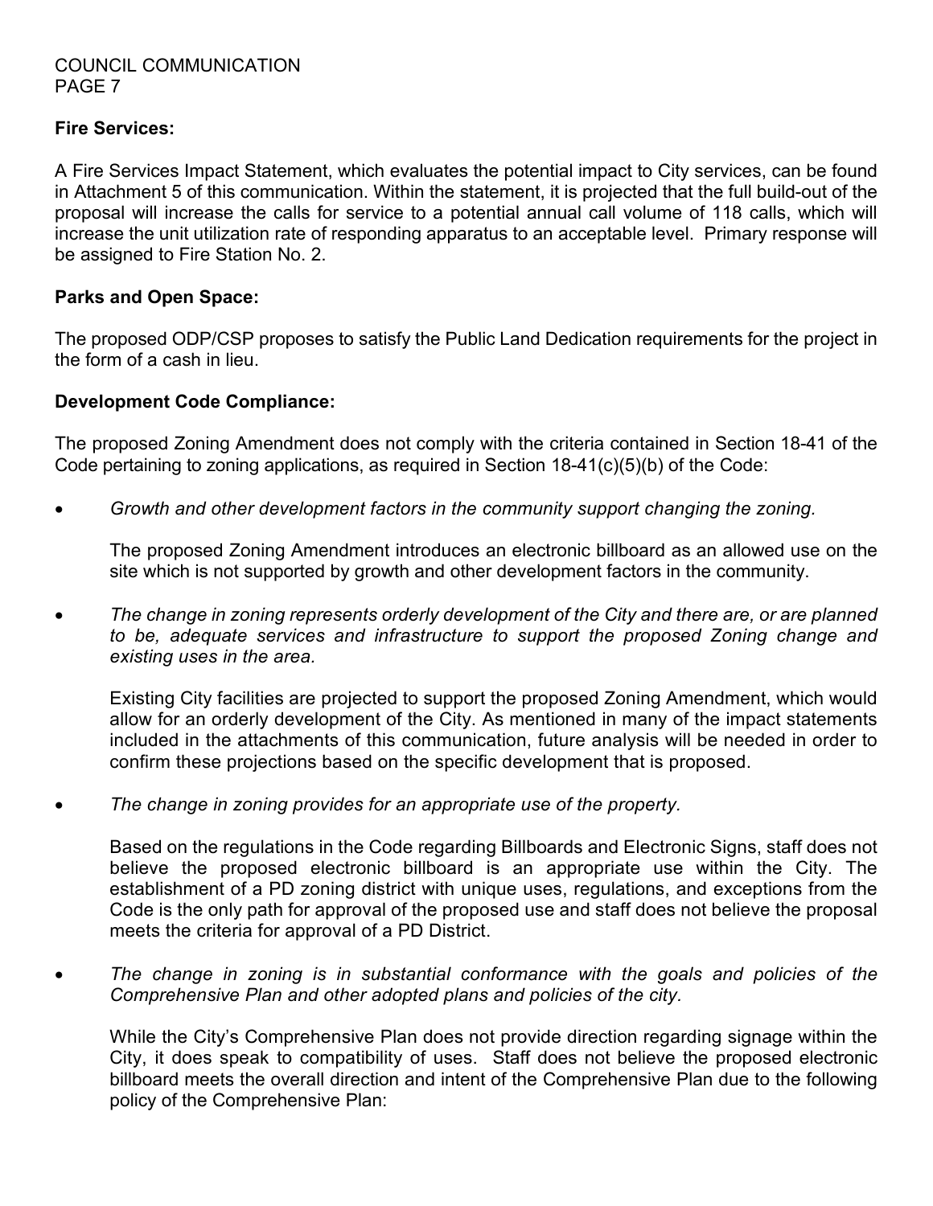**Fire Services:**

A Fire Services Impact Statement, which evaluates the potential impact to City services, can be found in Attachment 5 of this communication. Within the statement, it is projected that the full build-out of the proposal will increase the calls for service to a potential annual call volume of 118 calls, which will increase the unit utilization rate of responding apparatus to an acceptable level. Primary response will be assigned to Fire Station No. 2.

**Parks and Open Space:**

The proposed ODP/CSP proposes to satisfy the Public Land Dedication requirements for the project in the form of a cash in lieu.

**Development Code Compliance:**

The proposed Zoning Amendment does not comply with the criteria contained in Section 18-41 of the Code pertaining to zoning applications, as required in Section 18-41(c)(5)(b) of the Code:

- *Growth and other development factors in the community support changing the zoning.*

  The proposed Zoning Amendment introduces an electronic billboard as an allowed use on the site which is not supported by growth and other development factors in the community.

- *The change in zoning represents orderly development of the City and there are, or are planned to be, adequate services and infrastructure to support the proposed Zoning change and existing uses in the area.*

  Existing City facilities are projected to support the proposed Zoning Amendment, which would allow for an orderly development of the City. As mentioned in many of the impact statements included in the attachments of this communication, future analysis will be needed in order to confirm these projections based on the specific development that is proposed.

- *The change in zoning provides for an appropriate use of the property.*

  Based on the regulations in the Code regarding Billboards and Electronic Signs, staff does not believe the proposed electronic billboard is an appropriate use within the City. The establishment of a PD zoning district with unique uses, regulations, and exceptions from the Code is the only path for approval of the proposed use and staff does not believe the proposal meets the criteria for approval of a PD District.

- *The change in zoning is in substantial conformance with the goals and policies of the Comprehensive Plan and other adopted plans and policies of the city.*

  While the City's Comprehensive Plan does not provide direction regarding signage within the City, it does speak to compatibility of uses. Staff does not believe the proposed electronic billboard meets the overall direction and intent of the Comprehensive Plan due to the following policy of the Comprehensive Plan: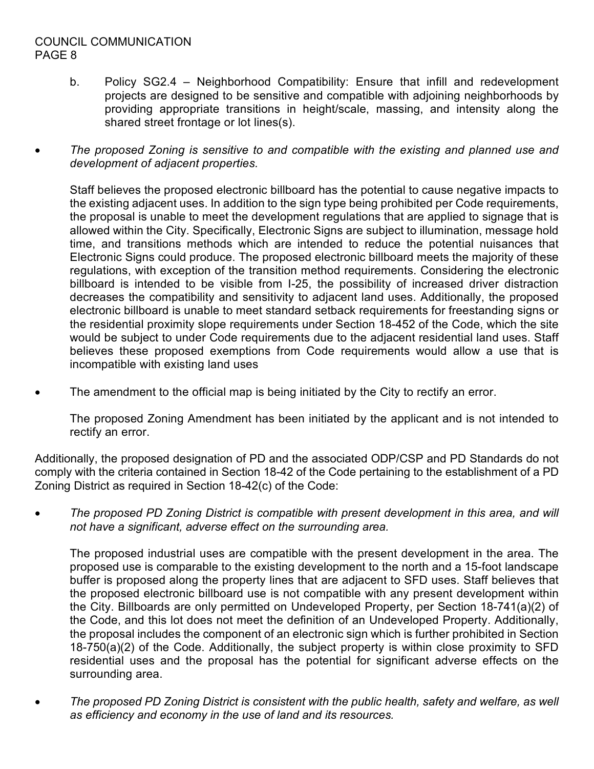b. Policy SG2.4 – Neighborhood Compatibility: Ensure that infill and redevelopment projects are designed to be sensitive and compatible with adjoining neighborhoods by providing appropriate transitions in height/scale, massing, and intensity along the shared street frontage or lot lines(s).

- *The proposed Zoning is sensitive to and compatible with the existing and planned use and development of adjacent properties.*

  Staff believes the proposed electronic billboard has the potential to cause negative impacts to the existing adjacent uses. In addition to the sign type being prohibited per Code requirements, the proposal is unable to meet the development regulations that are applied to signage that is allowed within the City. Specifically, Electronic Signs are subject to illumination, message hold time, and transitions methods which are intended to reduce the potential nuisances that Electronic Signs could produce. The proposed electronic billboard meets the majority of these regulations, with exception of the transition method requirements. Considering the electronic billboard is intended to be visible from I-25, the possibility of increased driver distraction decreases the compatibility and sensitivity to adjacent land uses. Additionally, the proposed electronic billboard is unable to meet standard setback requirements for freestanding signs or the residential proximity slope requirements under Section 18-452 of the Code, which the site would be subject to under Code requirements due to the adjacent residential land uses. Staff believes these proposed exemptions from Code requirements would allow a use that is incompatible with existing land uses

- The amendment to the official map is being initiated by the City to rectify an error.

  The proposed Zoning Amendment has been initiated by the applicant and is not intended to rectify an error.

Additionally, the proposed designation of PD and the associated ODP/CSP and PD Standards do not comply with the criteria contained in Section 18-42 of the Code pertaining to the establishment of a PD Zoning District as required in Section 18-42(c) of the Code:

- *The proposed PD Zoning District is compatible with present development in this area, and will not have a significant, adverse effect on the surrounding area.*

  The proposed industrial uses are compatible with the present development in the area. The proposed use is comparable to the existing development to the north and a 15-foot landscape buffer is proposed along the property lines that are adjacent to SFD uses. Staff believes that the proposed electronic billboard use is not compatible with any present development within the City. Billboards are only permitted on Undeveloped Property, per Section 18-741(a)(2) of the Code, and this lot does not meet the definition of an Undeveloped Property. Additionally, the proposal includes the component of an electronic sign which is further prohibited in Section 18-750(a)(2) of the Code. Additionally, the subject property is within close proximity to SFD residential uses and the proposal has the potential for significant adverse effects on the surrounding area.

- *The proposed PD Zoning District is consistent with the public health, safety and welfare, as well as efficiency and economy in the use of land and its resources.*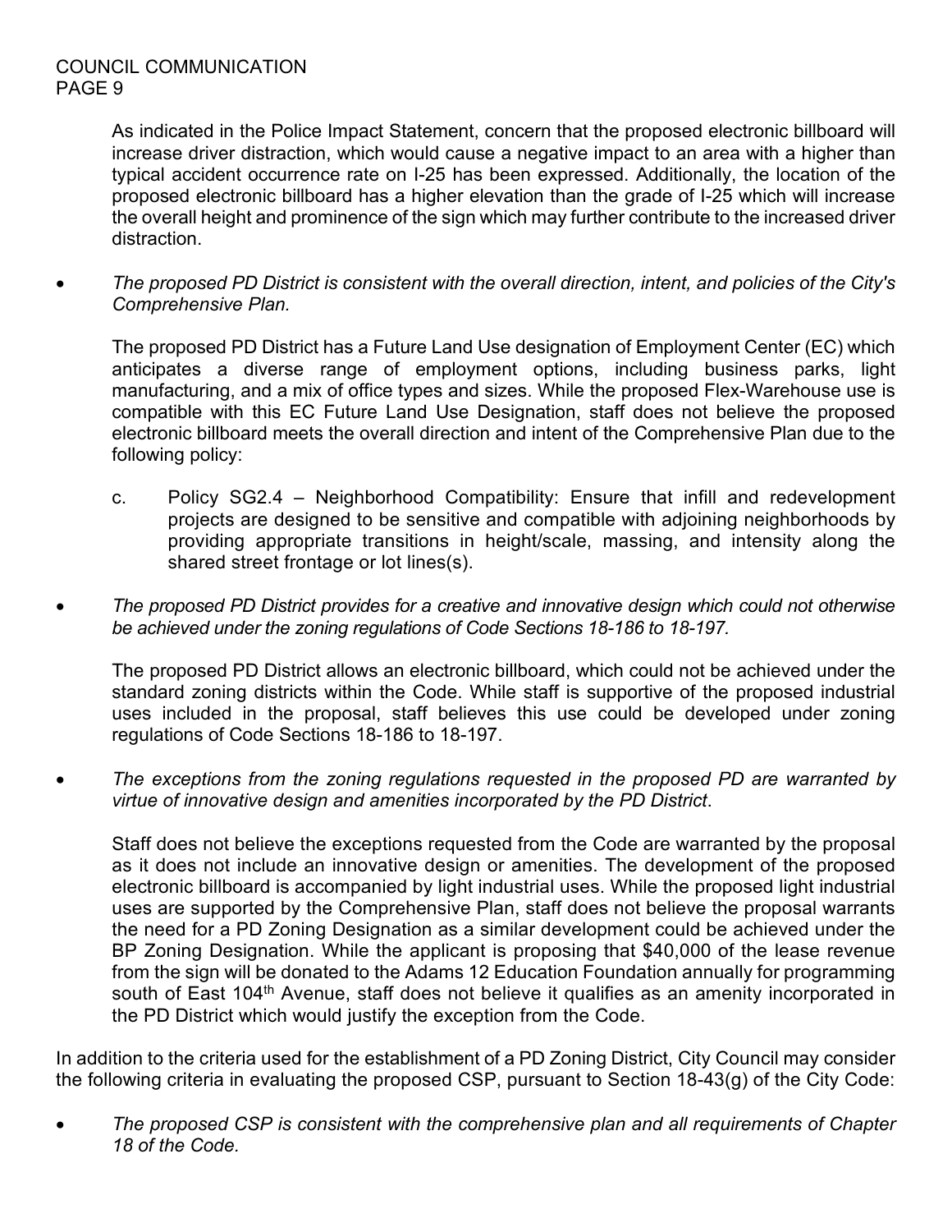As indicated in the Police Impact Statement, concern that the proposed electronic billboard will increase driver distraction, which would cause a negative impact to an area with a higher than typical accident occurrence rate on I-25 has been expressed. Additionally, the location of the proposed electronic billboard has a higher elevation than the grade of I-25 which will increase the overall height and prominence of the sign which may further contribute to the increased driver distraction.

- *The proposed PD District is consistent with the overall direction, intent, and policies of the City's Comprehensive Plan.*

  The proposed PD District has a Future Land Use designation of Employment Center (EC) which anticipates a diverse range of employment options, including business parks, light manufacturing, and a mix of office types and sizes. While the proposed Flex-Warehouse use is compatible with this EC Future Land Use Designation, staff does not believe the proposed electronic billboard meets the overall direction and intent of the Comprehensive Plan due to the following policy:

  c. Policy SG2.4 – Neighborhood Compatibility: Ensure that infill and redevelopment projects are designed to be sensitive and compatible with adjoining neighborhoods by providing appropriate transitions in height/scale, massing, and intensity along the shared street frontage or lot lines(s).

- *The proposed PD District provides for a creative and innovative design which could not otherwise be achieved under the zoning regulations of Code Sections 18-186 to 18-197.*

  The proposed PD District allows an electronic billboard, which could not be achieved under the standard zoning districts within the Code. While staff is supportive of the proposed industrial uses included in the proposal, staff believes this use could be developed under zoning regulations of Code Sections 18-186 to 18-197.

- *The exceptions from the zoning regulations requested in the proposed PD are warranted by virtue of innovative design and amenities incorporated by the PD District*.

  Staff does not believe the exceptions requested from the Code are warranted by the proposal as it does not include an innovative design or amenities. The development of the proposed electronic billboard is accompanied by light industrial uses. While the proposed light industrial uses are supported by the Comprehensive Plan, staff does not believe the proposal warrants the need for a PD Zoning Designation as a similar development could be achieved under the BP Zoning Designation. While the applicant is proposing that $40,000 of the lease revenue from the sign will be donated to the Adams 12 Education Foundation annually for programming south of East 104th Avenue, staff does not believe it qualifies as an amenity incorporated in the PD District which would justify the exception from the Code.

In addition to the criteria used for the establishment of a PD Zoning District, City Council may consider the following criteria in evaluating the proposed CSP, pursuant to Section 18-43(g) of the City Code:

- *The proposed CSP is consistent with the comprehensive plan and all requirements of Chapter 18 of the Code.*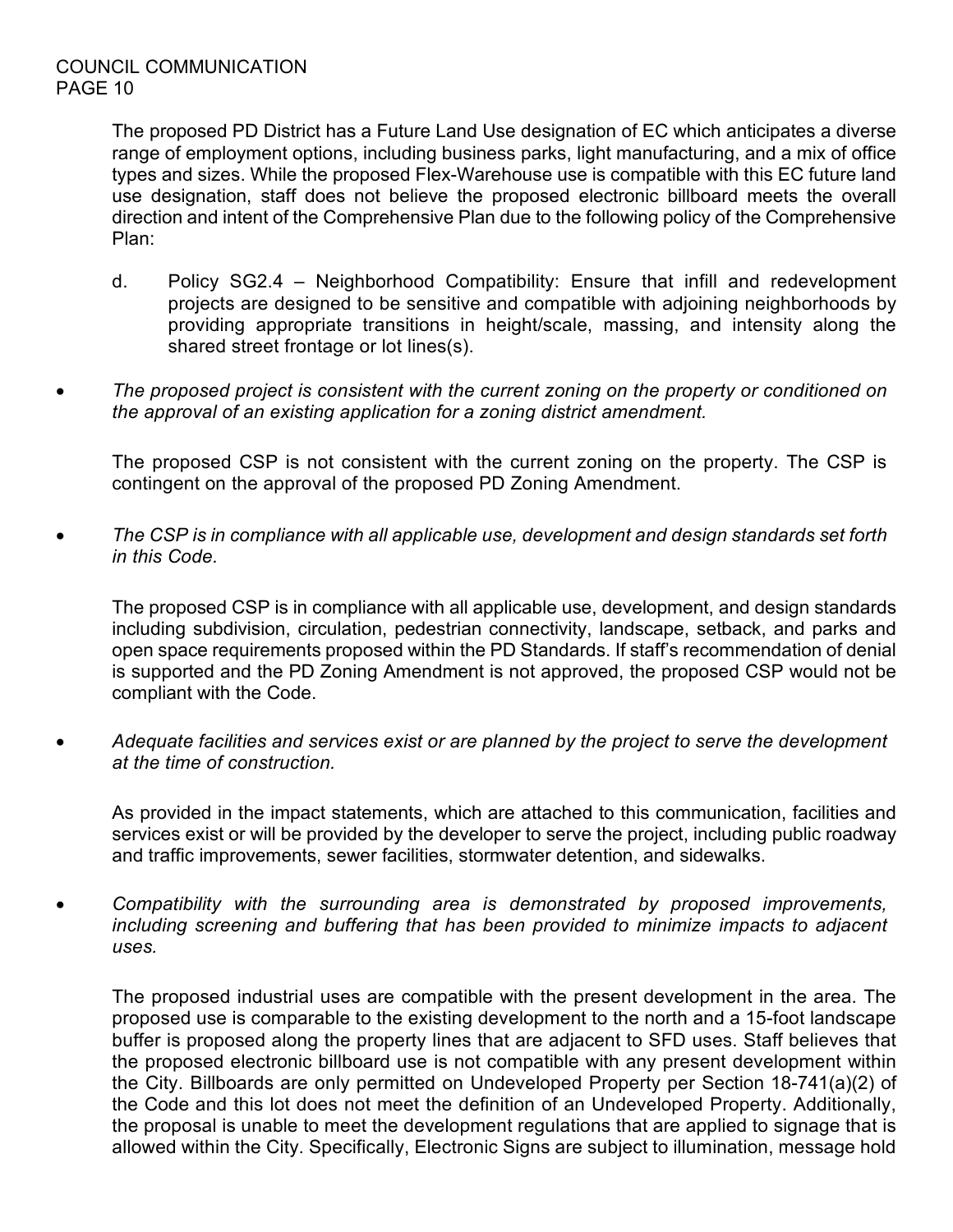The proposed PD District has a Future Land Use designation of EC which anticipates a diverse range of employment options, including business parks, light manufacturing, and a mix of office types and sizes. While the proposed Flex-Warehouse use is compatible with this EC future land use designation, staff does not believe the proposed electronic billboard meets the overall direction and intent of the Comprehensive Plan due to the following policy of the Comprehensive Plan:

d. Policy SG2.4 – Neighborhood Compatibility: Ensure that infill and redevelopment projects are designed to be sensitive and compatible with adjoining neighborhoods by providing appropriate transitions in height/scale, massing, and intensity along the shared street frontage or lot lines(s).

- *The proposed project is consistent with the current zoning on the property or conditioned on the approval of an existing application for a zoning district amendment.*

  The proposed CSP is not consistent with the current zoning on the property. The CSP is contingent on the approval of the proposed PD Zoning Amendment.

- *The CSP is in compliance with all applicable use, development and design standards set forth in this Code.*

  The proposed CSP is in compliance with all applicable use, development, and design standards including subdivision, circulation, pedestrian connectivity, landscape, setback, and parks and open space requirements proposed within the PD Standards. If staff's recommendation of denial is supported and the PD Zoning Amendment is not approved, the proposed CSP would not be compliant with the Code.

- *Adequate facilities and services exist or are planned by the project to serve the development at the time of construction.*

  As provided in the impact statements, which are attached to this communication, facilities and services exist or will be provided by the developer to serve the project, including public roadway and traffic improvements, sewer facilities, stormwater detention, and sidewalks.

- *Compatibility with the surrounding area is demonstrated by proposed improvements, including screening and buffering that has been provided to minimize impacts to adjacent uses.*

  The proposed industrial uses are compatible with the present development in the area. The proposed use is comparable to the existing development to the north and a 15-foot landscape buffer is proposed along the property lines that are adjacent to SFD uses. Staff believes that the proposed electronic billboard use is not compatible with any present development within the City. Billboards are only permitted on Undeveloped Property per Section 18-741(a)(2) of the Code and this lot does not meet the definition of an Undeveloped Property. Additionally, the proposal is unable to meet the development regulations that are applied to signage that is allowed within the City. Specifically, Electronic Signs are subject to illumination, message hold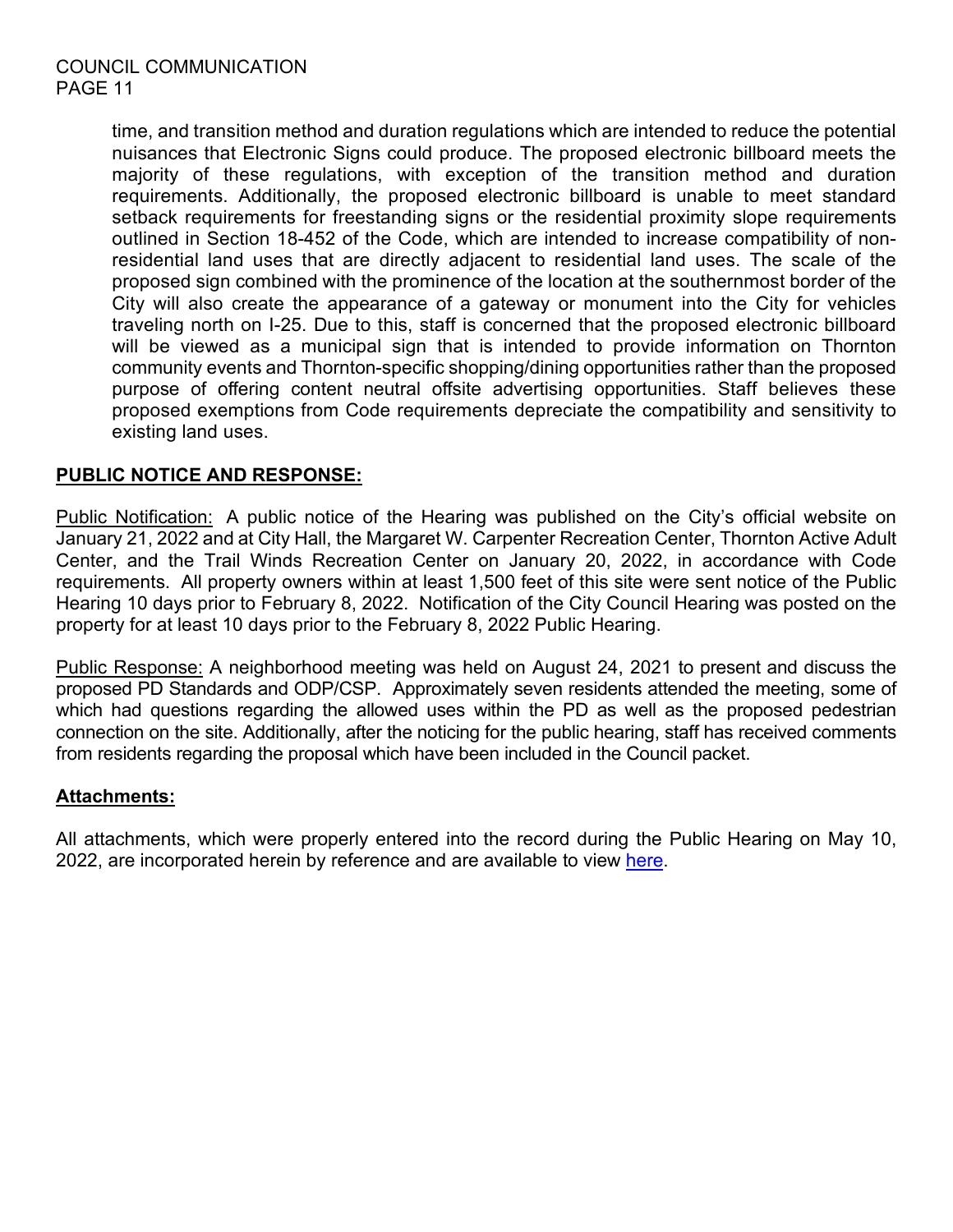time, and transition method and duration regulations which are intended to reduce the potential nuisances that Electronic Signs could produce. The proposed electronic billboard meets the majority of these regulations, with exception of the transition method and duration requirements. Additionally, the proposed electronic billboard is unable to meet standard setback requirements for freestanding signs or the residential proximity slope requirements outlined in Section 18-452 of the Code, which are intended to increase compatibility of non-residential land uses that are directly adjacent to residential land uses. The scale of the proposed sign combined with the prominence of the location at the southernmost border of the City will also create the appearance of a gateway or monument into the City for vehicles traveling north on I-25. Due to this, staff is concerned that the proposed electronic billboard will be viewed as a municipal sign that is intended to provide information on Thornton community events and Thornton-specific shopping/dining opportunities rather than the proposed purpose of offering content neutral offsite advertising opportunities. Staff believes these proposed exemptions from Code requirements depreciate the compatibility and sensitivity to existing land uses.

## PUBLIC NOTICE AND RESPONSE:

Public Notification: A public notice of the Hearing was published on the City's official website on January 21, 2022 and at City Hall, the Margaret W. Carpenter Recreation Center, Thornton Active Adult Center, and the Trail Winds Recreation Center on January 20, 2022, in accordance with Code requirements. All property owners within at least 1,500 feet of this site were sent notice of the Public Hearing 10 days prior to February 8, 2022. Notification of the City Council Hearing was posted on the property for at least 10 days prior to the February 8, 2022 Public Hearing.

Public Response: A neighborhood meeting was held on August 24, 2021 to present and discuss the proposed PD Standards and ODP/CSP. Approximately seven residents attended the meeting, some of which had questions regarding the allowed uses within the PD as well as the proposed pedestrian connection on the site. Additionally, after the noticing for the public hearing, staff has received comments from residents regarding the proposal which have been included in the Council packet.

## Attachments:

All attachments, which were properly entered into the record during the Public Hearing on May 10, 2022, are incorporated herein by reference and are available to view here.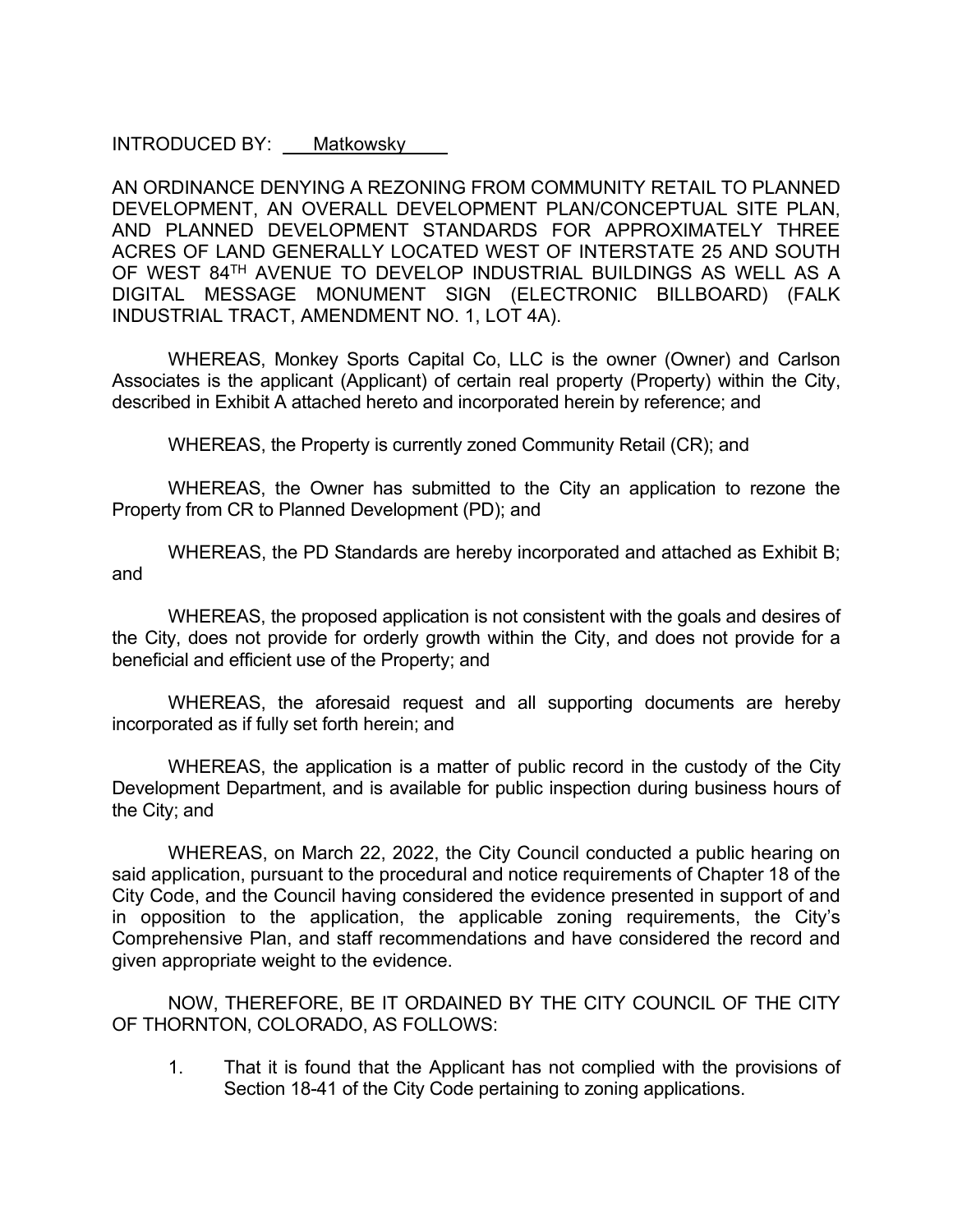INTRODUCED BY: Matkowsky

AN ORDINANCE DENYING A REZONING FROM COMMUNITY RETAIL TO PLANNED DEVELOPMENT, AN OVERALL DEVELOPMENT PLAN/CONCEPTUAL SITE PLAN, AND PLANNED DEVELOPMENT STANDARDS FOR APPROXIMATELY THREE ACRES OF LAND GENERALLY LOCATED WEST OF INTERSTATE 25 AND SOUTH OF WEST 84TH AVENUE TO DEVELOP INDUSTRIAL BUILDINGS AS WELL AS A DIGITAL MESSAGE MONUMENT SIGN (ELECTRONIC BILLBOARD) (FALK INDUSTRIAL TRACT, AMENDMENT NO. 1, LOT 4A).

WHEREAS, Monkey Sports Capital Co, LLC is the owner (Owner) and Carlson Associates is the applicant (Applicant) of certain real property (Property) within the City, described in Exhibit A attached hereto and incorporated herein by reference; and

WHEREAS, the Property is currently zoned Community Retail (CR); and

WHEREAS, the Owner has submitted to the City an application to rezone the Property from CR to Planned Development (PD); and

WHEREAS, the PD Standards are hereby incorporated and attached as Exhibit B; and

WHEREAS, the proposed application is not consistent with the goals and desires of the City, does not provide for orderly growth within the City, and does not provide for a beneficial and efficient use of the Property; and

WHEREAS, the aforesaid request and all supporting documents are hereby incorporated as if fully set forth herein; and

WHEREAS, the application is a matter of public record in the custody of the City Development Department, and is available for public inspection during business hours of the City; and

WHEREAS, on March 22, 2022, the City Council conducted a public hearing on said application, pursuant to the procedural and notice requirements of Chapter 18 of the City Code, and the Council having considered the evidence presented in support of and in opposition to the application, the applicable zoning requirements, the City's Comprehensive Plan, and staff recommendations and have considered the record and given appropriate weight to the evidence.

NOW, THEREFORE, BE IT ORDAINED BY THE CITY COUNCIL OF THE CITY OF THORNTON, COLORADO, AS FOLLOWS:

1. That it is found that the Applicant has not complied with the provisions of Section 18-41 of the City Code pertaining to zoning applications.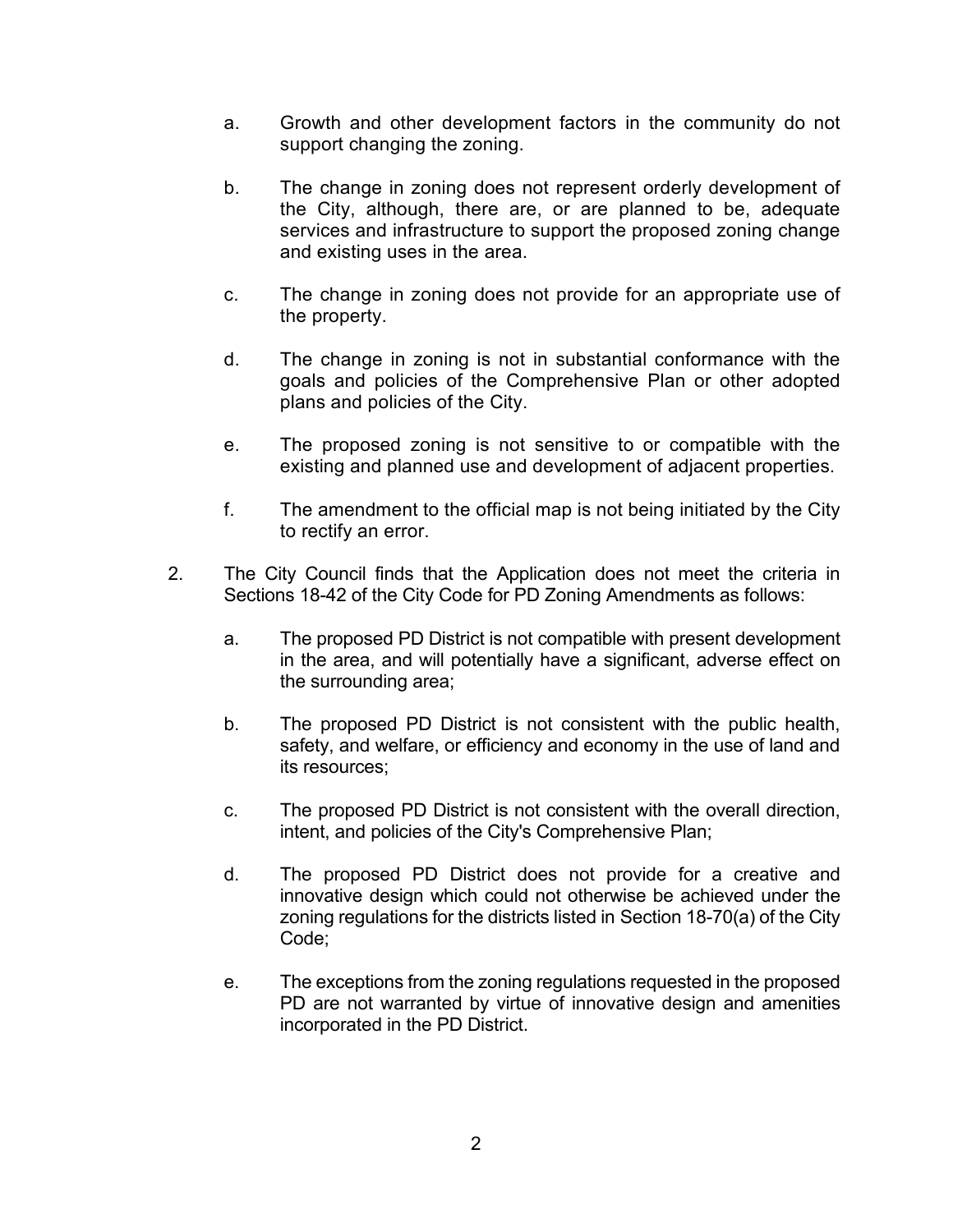a. Growth and other development factors in the community do not support changing the zoning.

b. The change in zoning does not represent orderly development of the City, although, there are, or are planned to be, adequate services and infrastructure to support the proposed zoning change and existing uses in the area.

c. The change in zoning does not provide for an appropriate use of the property.

d. The change in zoning is not in substantial conformance with the goals and policies of the Comprehensive Plan or other adopted plans and policies of the City.

e. The proposed zoning is not sensitive to or compatible with the existing and planned use and development of adjacent properties.

f. The amendment to the official map is not being initiated by the City to rectify an error.

2. The City Council finds that the Application does not meet the criteria in Sections 18-42 of the City Code for PD Zoning Amendments as follows:

   a. The proposed PD District is not compatible with present development in the area, and will potentially have a significant, adverse effect on the surrounding area;

   b. The proposed PD District is not consistent with the public health, safety, and welfare, or efficiency and economy in the use of land and its resources;

   c. The proposed PD District is not consistent with the overall direction, intent, and policies of the City's Comprehensive Plan;

   d. The proposed PD District does not provide for a creative and innovative design which could not otherwise be achieved under the zoning regulations for the districts listed in Section 18-70(a) of the City Code;

   e. The exceptions from the zoning regulations requested in the proposed PD are not warranted by virtue of innovative design and amenities incorporated in the PD District.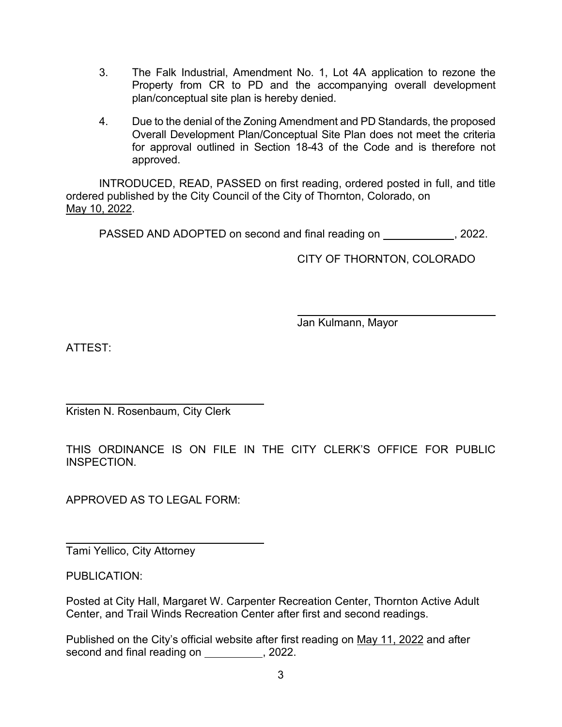3. The Falk Industrial, Amendment No. 1, Lot 4A application to rezone the Property from CR to PD and the accompanying overall development plan/conceptual site plan is hereby denied.

4. Due to the denial of the Zoning Amendment and PD Standards, the proposed Overall Development Plan/Conceptual Site Plan does not meet the criteria for approval outlined in Section 18-43 of the Code and is therefore not approved.

INTRODUCED, READ, PASSED on first reading, ordered posted in full, and title ordered published by the City Council of the City of Thornton, Colorado, on May 10, 2022.

PASSED AND ADOPTED on second and final reading on \_\_\_\_\_\_\_\_\_\_\_\_, 2022.

CITY OF THORNTON, COLORADO

\_\_\_\_\_\_\_\_\_\_\_\_\_\_\_\_\_\_\_\_\_\_\_\_\_\_\_\_\_\_\_\_\_\_\_\_

Jan Kulmann, Mayor

ATTEST:

\_\_\_\_\_\_\_\_\_\_\_\_\_\_\_\_\_\_\_\_\_\_\_\_\_\_\_\_\_\_\_\_\_\_\_\_

Kristen N. Rosenbaum, City Clerk

THIS ORDINANCE IS ON FILE IN THE CITY CLERK'S OFFICE FOR PUBLIC INSPECTION.

APPROVED AS TO LEGAL FORM:

\_\_\_\_\_\_\_\_\_\_\_\_\_\_\_\_\_\_\_\_\_\_\_\_\_\_\_\_\_\_\_\_\_\_\_\_

Tami Yellico, City Attorney

PUBLICATION:

Posted at City Hall, Margaret W. Carpenter Recreation Center, Thornton Active Adult Center, and Trail Winds Recreation Center after first and second readings.

Published on the City's official website after first reading on May 11, 2022 and after second and final reading on \_\_\_\_\_\_\_\_\_\_, 2022.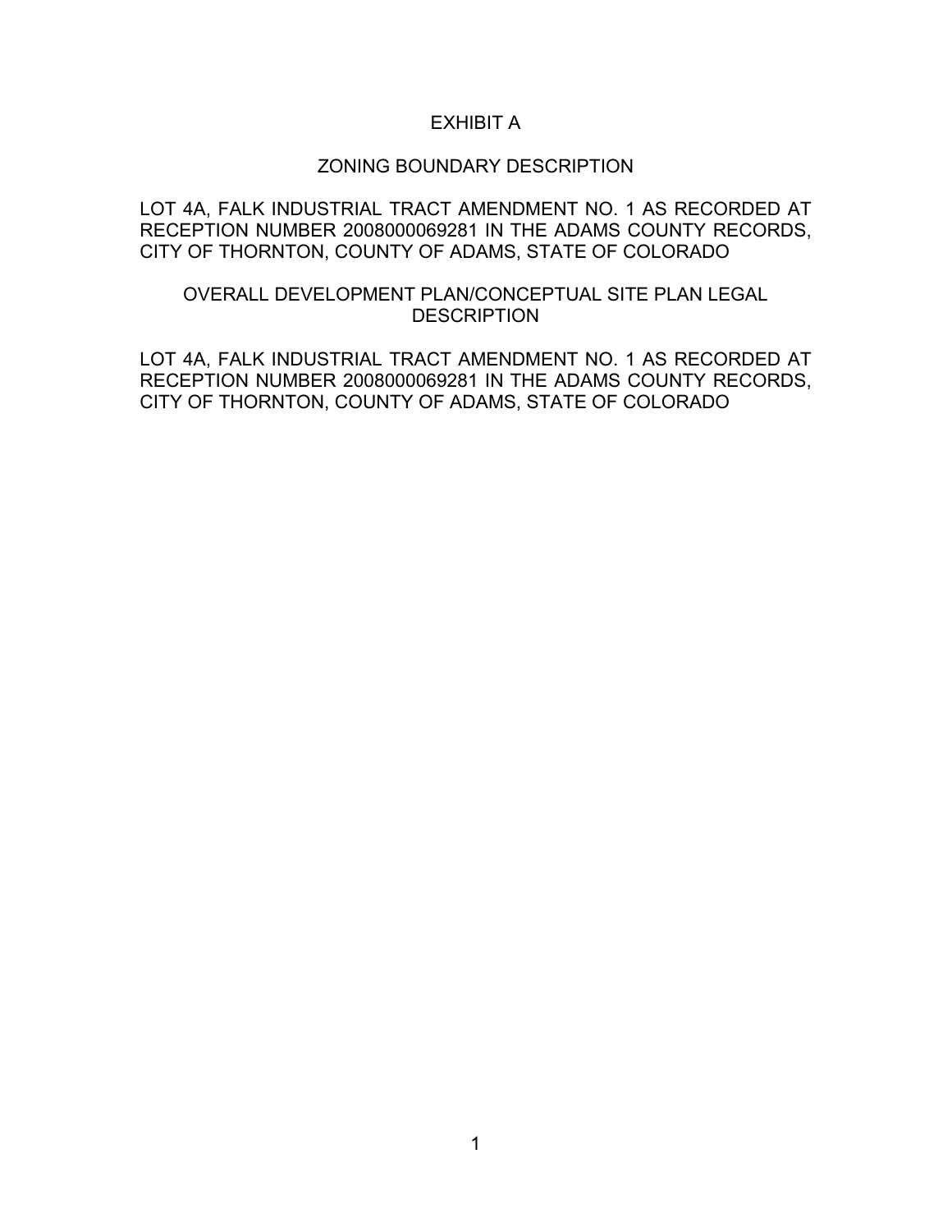# EXHIBIT A

## ZONING BOUNDARY DESCRIPTION

LOT 4A, FALK INDUSTRIAL TRACT AMENDMENT NO. 1 AS RECORDED AT RECEPTION NUMBER 2008000069281 IN THE ADAMS COUNTY RECORDS, CITY OF THORNTON, COUNTY OF ADAMS, STATE OF COLORADO

## OVERALL DEVELOPMENT PLAN/CONCEPTUAL SITE PLAN LEGAL DESCRIPTION

LOT 4A, FALK INDUSTRIAL TRACT AMENDMENT NO. 1 AS RECORDED AT RECEPTION NUMBER 2008000069281 IN THE ADAMS COUNTY RECORDS, CITY OF THORNTON, COUNTY OF ADAMS, STATE OF COLORADO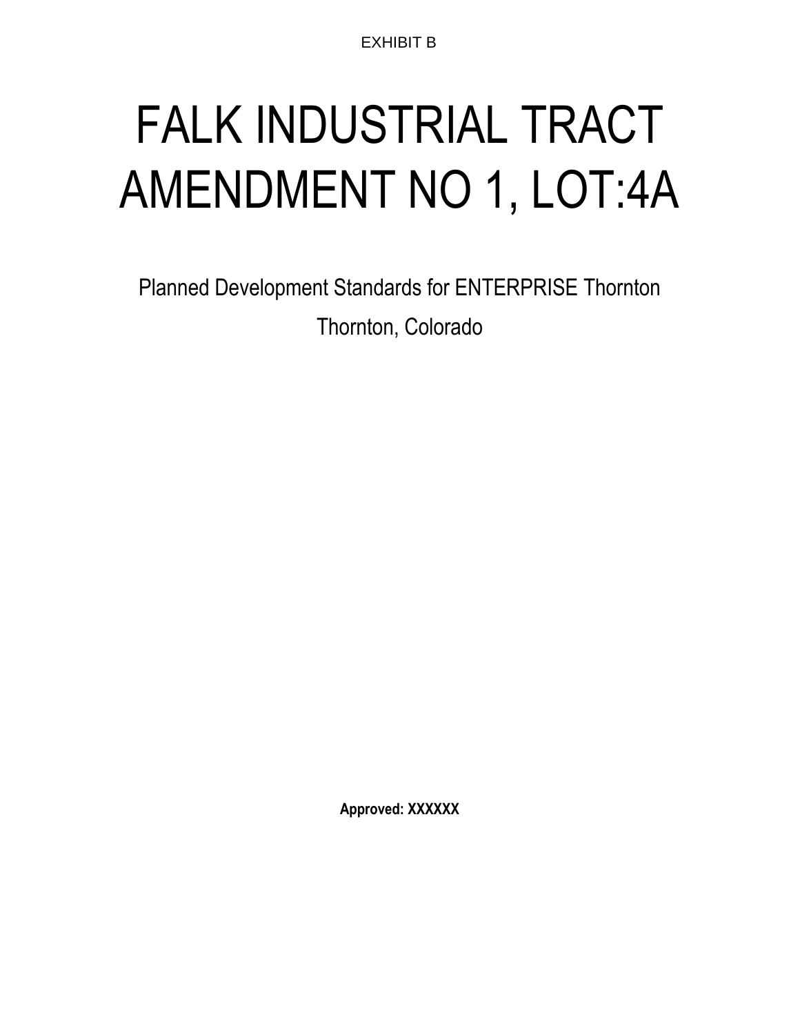EXHIBIT B

# FALK INDUSTRIAL TRACT AMENDMENT NO 1, LOT:4A

Planned Development Standards for ENTERPRISE Thornton

Thornton, Colorado

**Approved: XXXXXX**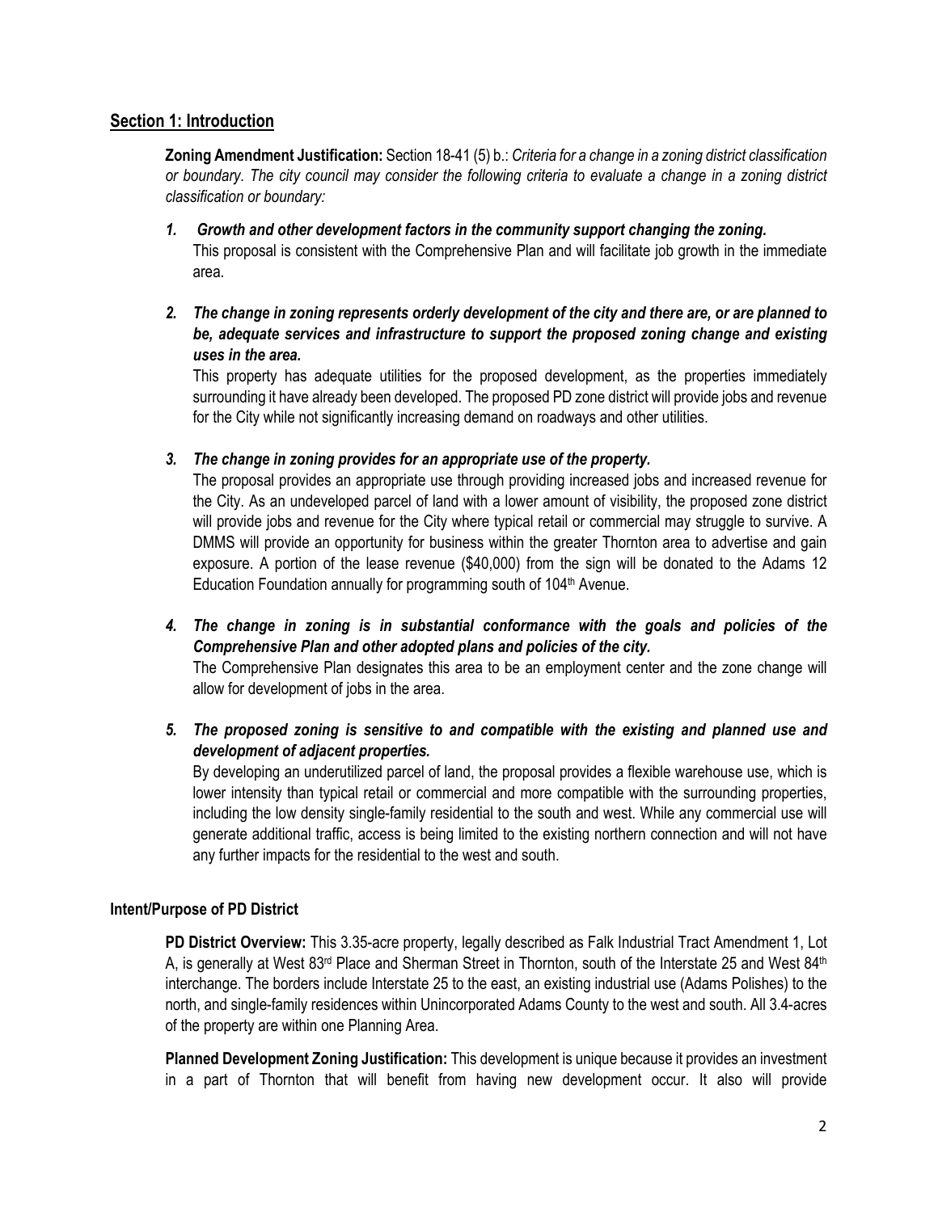## Section 1: Introduction

**Zoning Amendment Justification:** Section 18-41 (5) b.: *Criteria for a change in a zoning district classification or boundary. The city council may consider the following criteria to evaluate a change in a zoning district classification or boundary:*

1. ***Growth and other development factors in the community support changing the zoning.***
   This proposal is consistent with the Comprehensive Plan and will facilitate job growth in the immediate area.

2. ***The change in zoning represents orderly development of the city and there are, or are planned to be, adequate services and infrastructure to support the proposed zoning change and existing uses in the area.***
   This property has adequate utilities for the proposed development, as the properties immediately surrounding it have already been developed. The proposed PD zone district will provide jobs and revenue for the City while not significantly increasing demand on roadways and other utilities.

3. ***The change in zoning provides for an appropriate use of the property.***
   The proposal provides an appropriate use through providing increased jobs and increased revenue for the City. As an undeveloped parcel of land with a lower amount of visibility, the proposed zone district will provide jobs and revenue for the City where typical retail or commercial may struggle to survive. A DMMS will provide an opportunity for business within the greater Thornton area to advertise and gain exposure. A portion of the lease revenue ($40,000) from the sign will be donated to the Adams 12 Education Foundation annually for programming south of 104th Avenue.

4. ***The change in zoning is in substantial conformance with the goals and policies of the Comprehensive Plan and other adopted plans and policies of the city.***
   The Comprehensive Plan designates this area to be an employment center and the zone change will allow for development of jobs in the area.

5. ***The proposed zoning is sensitive to and compatible with the existing and planned use and development of adjacent properties.***
   By developing an underutilized parcel of land, the proposal provides a flexible warehouse use, which is lower intensity than typical retail or commercial and more compatible with the surrounding properties, including the low density single-family residential to the south and west. While any commercial use will generate additional traffic, access is being limited to the existing northern connection and will not have any further impacts for the residential to the west and south.

### Intent/Purpose of PD District

**PD District Overview:** This 3.35-acre property, legally described as Falk Industrial Tract Amendment 1, Lot A, is generally at West 83rd Place and Sherman Street in Thornton, south of the Interstate 25 and West 84th interchange. The borders include Interstate 25 to the east, an existing industrial use (Adams Polishes) to the north, and single-family residences within Unincorporated Adams County to the west and south. All 3.4-acres of the property are within one Planning Area.

**Planned Development Zoning Justification:** This development is unique because it provides an investment in a part of Thornton that will benefit from having new development occur. It also will provide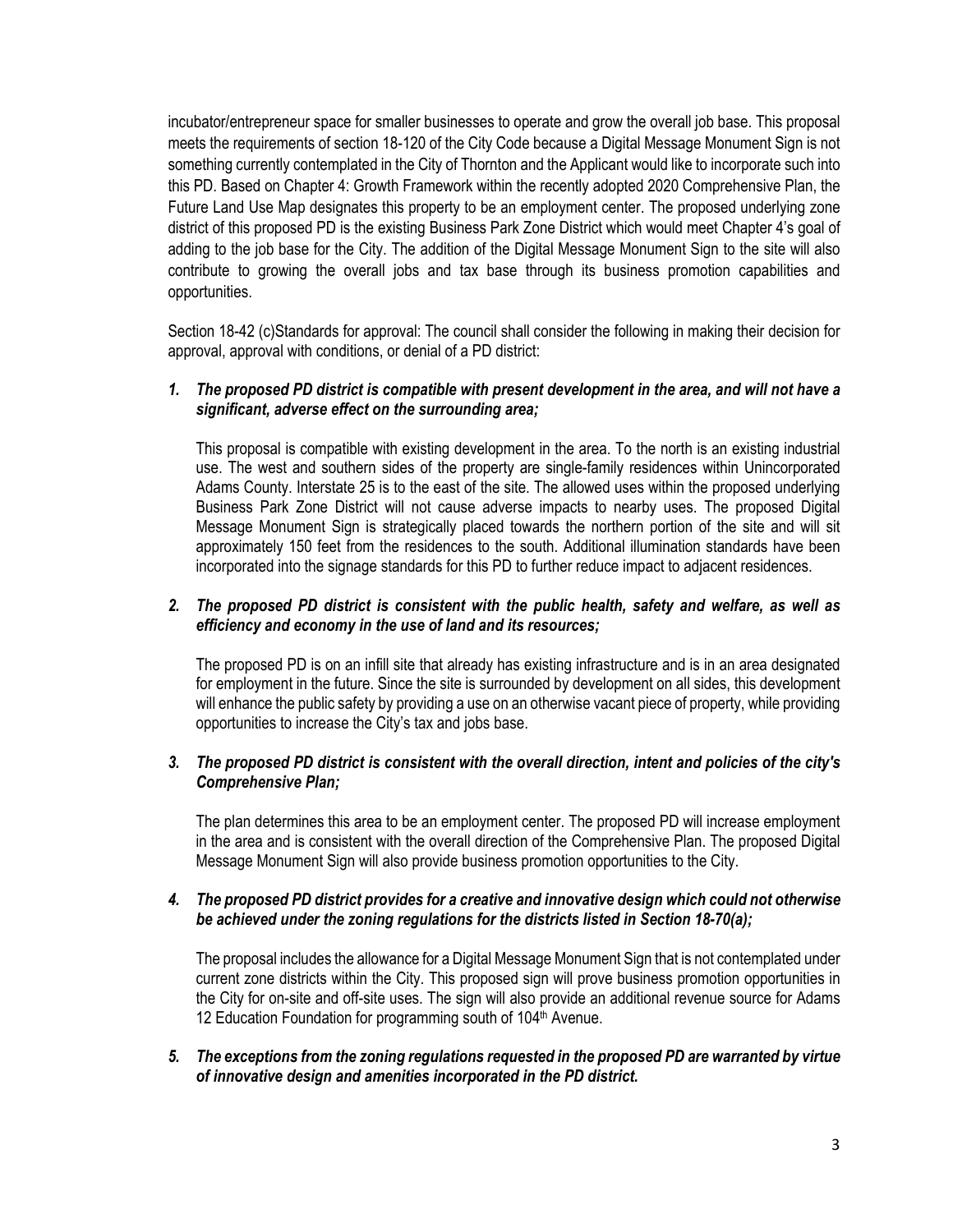incubator/entrepreneur space for smaller businesses to operate and grow the overall job base. This proposal meets the requirements of section 18-120 of the City Code because a Digital Message Monument Sign is not something currently contemplated in the City of Thornton and the Applicant would like to incorporate such into this PD. Based on Chapter 4: Growth Framework within the recently adopted 2020 Comprehensive Plan, the Future Land Use Map designates this property to be an employment center. The proposed underlying zone district of this proposed PD is the existing Business Park Zone District which would meet Chapter 4's goal of adding to the job base for the City. The addition of the Digital Message Monument Sign to the site will also contribute to growing the overall jobs and tax base through its business promotion capabilities and opportunities.

Section 18-42 (c)Standards for approval: The council shall consider the following in making their decision for approval, approval with conditions, or denial of a PD district:

1. ***The proposed PD district is compatible with present development in the area, and will not have a significant, adverse effect on the surrounding area;***

   This proposal is compatible with existing development in the area. To the north is an existing industrial use. The west and southern sides of the property are single-family residences within Unincorporated Adams County. Interstate 25 is to the east of the site. The allowed uses within the proposed underlying Business Park Zone District will not cause adverse impacts to nearby uses. The proposed Digital Message Monument Sign is strategically placed towards the northern portion of the site and will sit approximately 150 feet from the residences to the south. Additional illumination standards have been incorporated into the signage standards for this PD to further reduce impact to adjacent residences.

2. ***The proposed PD district is consistent with the public health, safety and welfare, as well as efficiency and economy in the use of land and its resources;***

   The proposed PD is on an infill site that already has existing infrastructure and is in an area designated for employment in the future. Since the site is surrounded by development on all sides, this development will enhance the public safety by providing a use on an otherwise vacant piece of property, while providing opportunities to increase the City's tax and jobs base.

3. ***The proposed PD district is consistent with the overall direction, intent and policies of the city's Comprehensive Plan;***

   The plan determines this area to be an employment center. The proposed PD will increase employment in the area and is consistent with the overall direction of the Comprehensive Plan. The proposed Digital Message Monument Sign will also provide business promotion opportunities to the City.

4. ***The proposed PD district provides for a creative and innovative design which could not otherwise be achieved under the zoning regulations for the districts listed in Section 18-70(a);***

   The proposal includes the allowance for a Digital Message Monument Sign that is not contemplated under current zone districts within the City. This proposed sign will prove business promotion opportunities in the City for on-site and off-site uses. The sign will also provide an additional revenue source for Adams 12 Education Foundation for programming south of 104th Avenue.

5. ***The exceptions from the zoning regulations requested in the proposed PD are warranted by virtue of innovative design and amenities incorporated in the PD district.***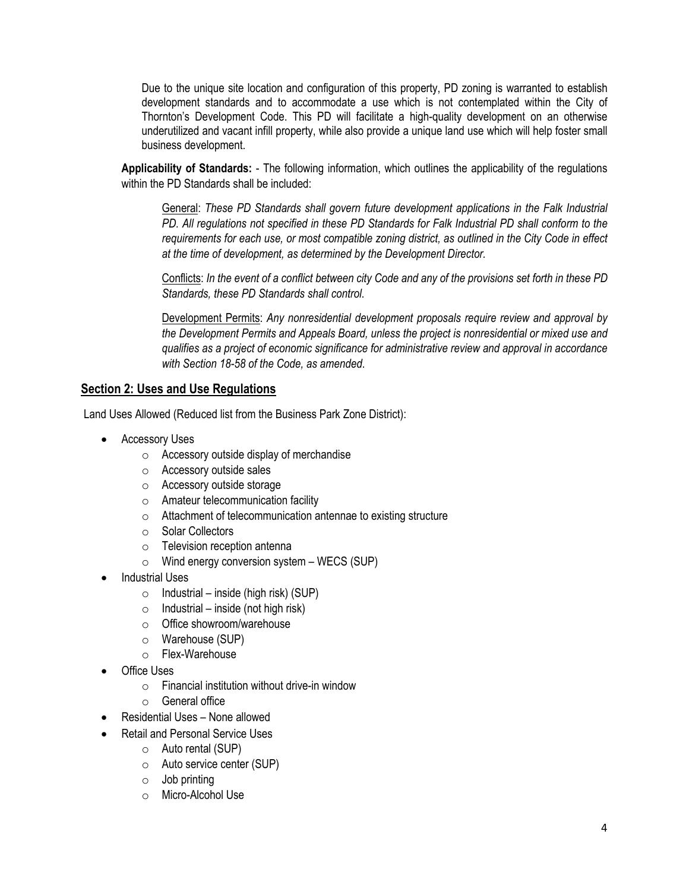Due to the unique site location and configuration of this property, PD zoning is warranted to establish development standards and to accommodate a use which is not contemplated within the City of Thornton's Development Code. This PD will facilitate a high-quality development on an otherwise underutilized and vacant infill property, while also provide a unique land use which will help foster small business development.

**Applicability of Standards:** - The following information, which outlines the applicability of the regulations within the PD Standards shall be included:

<u>General</u>: *These PD Standards shall govern future development applications in the Falk Industrial PD. All regulations not specified in these PD Standards for Falk Industrial PD shall conform to the requirements for each use, or most compatible zoning district, as outlined in the City Code in effect at the time of development, as determined by the Development Director.*

<u>Conflicts</u>: *In the event of a conflict between city Code and any of the provisions set forth in these PD Standards, these PD Standards shall control.*

<u>Development Permits</u>: *Any nonresidential development proposals require review and approval by the Development Permits and Appeals Board, unless the project is nonresidential or mixed use and qualifies as a project of economic significance for administrative review and approval in accordance with Section 18-58 of the Code, as amended.*

## Section 2: Uses and Use Regulations

Land Uses Allowed (Reduced list from the Business Park Zone District):

- Accessory Uses
  - Accessory outside display of merchandise
  - Accessory outside sales
  - Accessory outside storage
  - Amateur telecommunication facility
  - Attachment of telecommunication antennae to existing structure
  - Solar Collectors
  - Television reception antenna
  - Wind energy conversion system – WECS (SUP)
- Industrial Uses
  - Industrial – inside (high risk) (SUP)
  - Industrial – inside (not high risk)
  - Office showroom/warehouse
  - Warehouse (SUP)
  - Flex-Warehouse
- Office Uses
  - Financial institution without drive-in window
  - General office
- Residential Uses – None allowed
- Retail and Personal Service Uses
  - Auto rental (SUP)
  - Auto service center (SUP)
  - Job printing
  - Micro-Alcohol Use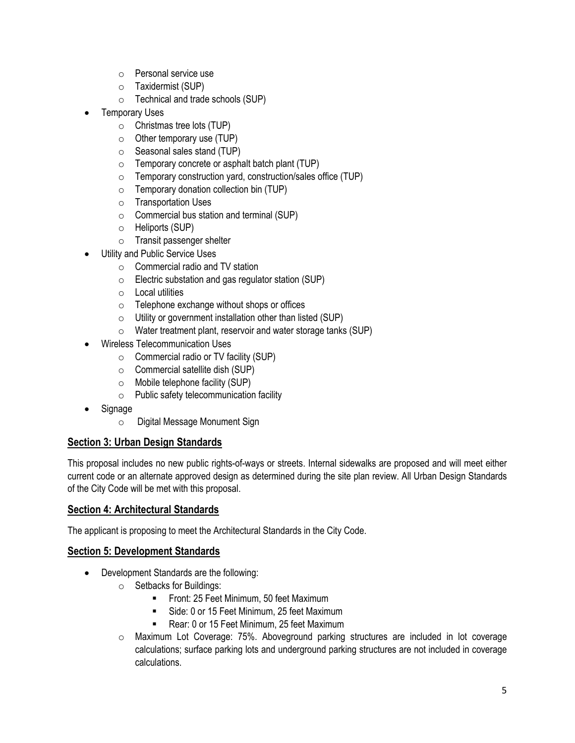- Personal service use
  - Taxidermist (SUP)
  - Technical and trade schools (SUP)
- Temporary Uses
  - Christmas tree lots (TUP)
  - Other temporary use (TUP)
  - Seasonal sales stand (TUP)
  - Temporary concrete or asphalt batch plant (TUP)
  - Temporary construction yard, construction/sales office (TUP)
  - Temporary donation collection bin (TUP)
  - Transportation Uses
  - Commercial bus station and terminal (SUP)
  - Heliports (SUP)
  - Transit passenger shelter
- Utility and Public Service Uses
  - Commercial radio and TV station
  - Electric substation and gas regulator station (SUP)
  - Local utilities
  - Telephone exchange without shops or offices
  - Utility or government installation other than listed (SUP)
  - Water treatment plant, reservoir and water storage tanks (SUP)
- Wireless Telecommunication Uses
  - Commercial radio or TV facility (SUP)
  - Commercial satellite dish (SUP)
  - Mobile telephone facility (SUP)
  - Public safety telecommunication facility
- Signage
  - Digital Message Monument Sign

## Section 3: Urban Design Standards

This proposal includes no new public rights-of-ways or streets. Internal sidewalks are proposed and will meet either current code or an alternate approved design as determined during the site plan review. All Urban Design Standards of the City Code will be met with this proposal.

## Section 4: Architectural Standards

The applicant is proposing to meet the Architectural Standards in the City Code.

## Section 5: Development Standards

- Development Standards are the following:
  - Setbacks for Buildings:
    - Front: 25 Feet Minimum, 50 feet Maximum
    - Side: 0 or 15 Feet Minimum, 25 feet Maximum
    - Rear: 0 or 15 Feet Minimum, 25 feet Maximum
  - Maximum Lot Coverage: 75%. Aboveground parking structures are included in lot coverage calculations; surface parking lots and underground parking structures are not included in coverage calculations.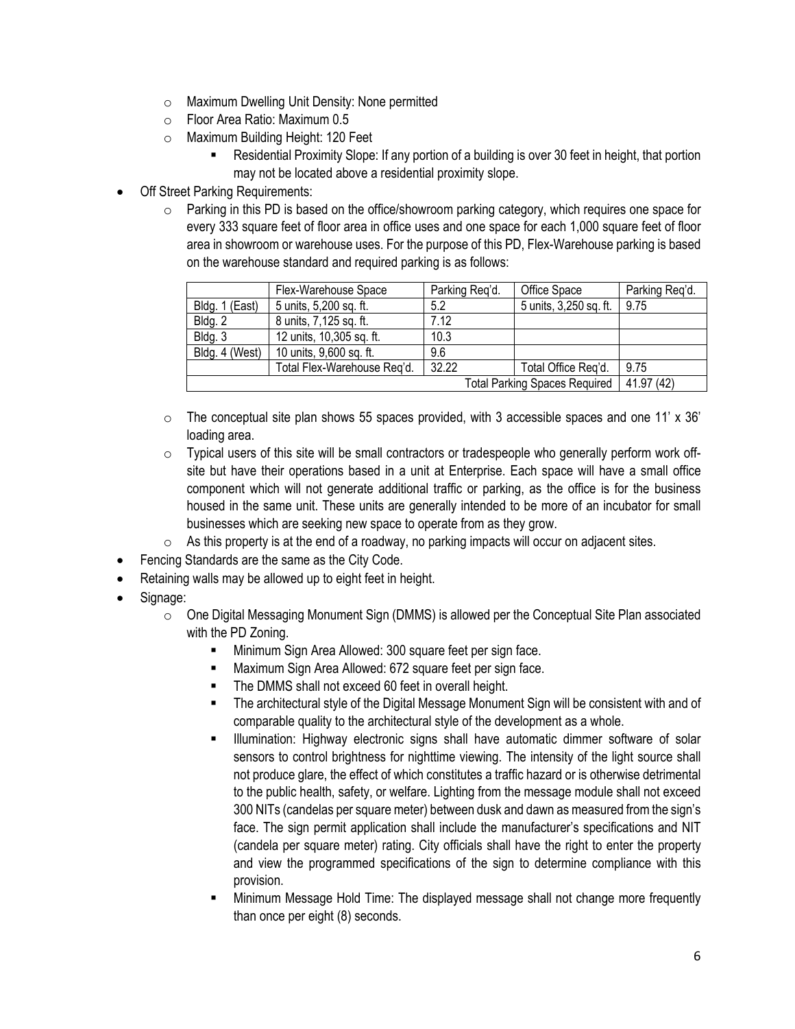- Maximum Dwelling Unit Density: None permitted
- Floor Area Ratio: Maximum 0.5
- Maximum Building Height: 120 Feet
  - Residential Proximity Slope: If any portion of a building is over 30 feet in height, that portion may not be located above a residential proximity slope.

- Off Street Parking Requirements:
  - Parking in this PD is based on the office/showroom parking category, which requires one space for every 333 square feet of floor area in office uses and one space for each 1,000 square feet of floor area in showroom or warehouse uses. For the purpose of this PD, Flex-Warehouse parking is based on the warehouse standard and required parking is as follows:

| | Flex-Warehouse Space | Parking Req'd. | Office Space | Parking Req'd. |
|---|---|---|---|---|
| Bldg. 1 (East) | 5 units, 5,200 sq. ft. | 5.2 | 5 units, 3,250 sq. ft. | 9.75 |
| Bldg. 2 | 8 units, 7,125 sq. ft. | 7.12 | | |
| Bldg. 3 | 12 units, 10,305 sq. ft. | 10.3 | | |
| Bldg. 4 (West) | 10 units, 9,600 sq. ft. | 9.6 | | |
| | Total Flex-Warehouse Req'd. | 32.22 | Total Office Req'd. | 9.75 |
| | | | Total Parking Spaces Required | 41.97 (42) |

  - The conceptual site plan shows 55 spaces provided, with 3 accessible spaces and one 11' x 36' loading area.
  - Typical users of this site will be small contractors or tradespeople who generally perform work off-site but have their operations based in a unit at Enterprise. Each space will have a small office component which will not generate additional traffic or parking, as the office is for the business housed in the same unit. These units are generally intended to be more of an incubator for small businesses which are seeking new space to operate from as they grow.
  - As this property is at the end of a roadway, no parking impacts will occur on adjacent sites.
- Fencing Standards are the same as the City Code.
- Retaining walls may be allowed up to eight feet in height.
- Signage:
  - One Digital Messaging Monument Sign (DMMS) is allowed per the Conceptual Site Plan associated with the PD Zoning.
    - Minimum Sign Area Allowed: 300 square feet per sign face.
    - Maximum Sign Area Allowed: 672 square feet per sign face.
    - The DMMS shall not exceed 60 feet in overall height.
    - The architectural style of the Digital Message Monument Sign will be consistent with and of comparable quality to the architectural style of the development as a whole.
    - Illumination: Highway electronic signs shall have automatic dimmer software of solar sensors to control brightness for nighttime viewing. The intensity of the light source shall not produce glare, the effect of which constitutes a traffic hazard or is otherwise detrimental to the public health, safety, or welfare. Lighting from the message module shall not exceed 300 NITs (candelas per square meter) between dusk and dawn as measured from the sign's face. The sign permit application shall include the manufacturer's specifications and NIT (candela per square meter) rating. City officials shall have the right to enter the property and view the programmed specifications of the sign to determine compliance with this provision.
    - Minimum Message Hold Time: The displayed message shall not change more frequently than once per eight (8) seconds.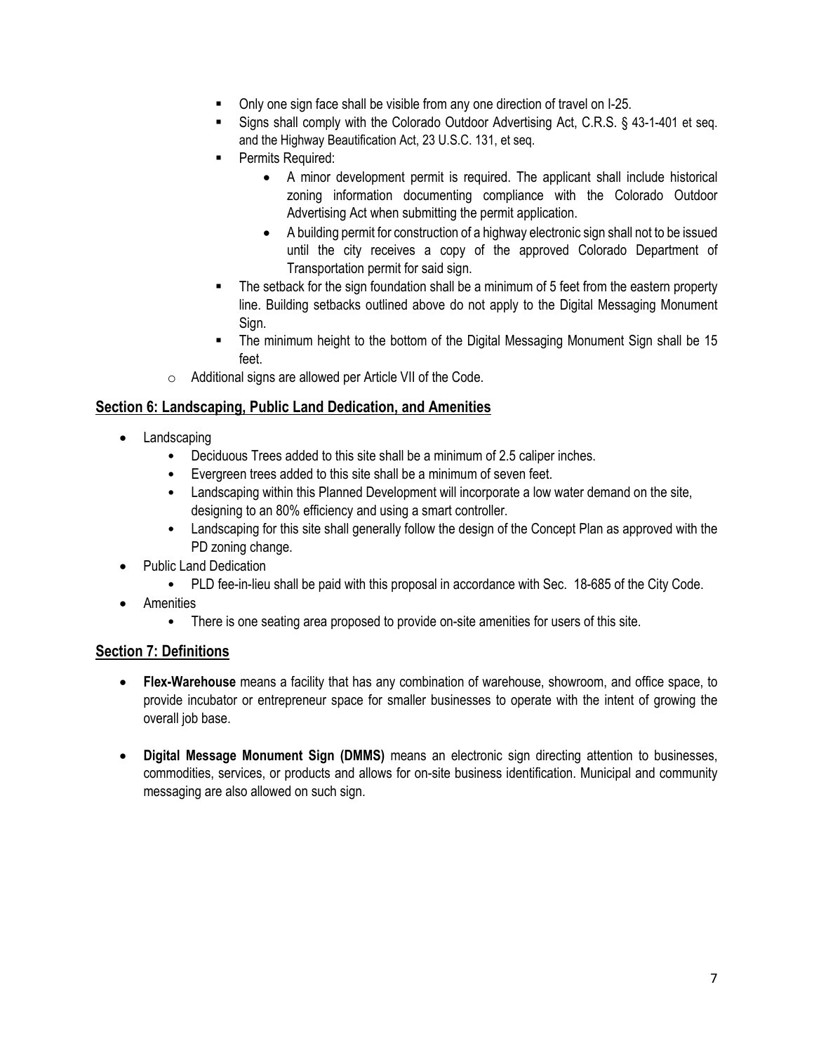- Only one sign face shall be visible from any one direction of travel on I-25.
    - Signs shall comply with the Colorado Outdoor Advertising Act, C.R.S. § 43-1-401 et seq. and the Highway Beautification Act, 23 U.S.C. 131, et seq.
    - Permits Required:
        - A minor development permit is required. The applicant shall include historical zoning information documenting compliance with the Colorado Outdoor Advertising Act when submitting the permit application.
        - A building permit for construction of a highway electronic sign shall not to be issued until the city receives a copy of the approved Colorado Department of Transportation permit for said sign.
    - The setback for the sign foundation shall be a minimum of 5 feet from the eastern property line. Building setbacks outlined above do not apply to the Digital Messaging Monument Sign.
    - The minimum height to the bottom of the Digital Messaging Monument Sign shall be 15 feet.
- Additional signs are allowed per Article VII of the Code.

## Section 6: Landscaping, Public Land Dedication, and Amenities

- Landscaping
    - Deciduous Trees added to this site shall be a minimum of 2.5 caliper inches.
    - Evergreen trees added to this site shall be a minimum of seven feet.
    - Landscaping within this Planned Development will incorporate a low water demand on the site, designing to an 80% efficiency and using a smart controller.
    - Landscaping for this site shall generally follow the design of the Concept Plan as approved with the PD zoning change.
- Public Land Dedication
    - PLD fee-in-lieu shall be paid with this proposal in accordance with Sec. 18-685 of the City Code.
- Amenities
    - There is one seating area proposed to provide on-site amenities for users of this site.

## Section 7: Definitions

- **Flex-Warehouse** means a facility that has any combination of warehouse, showroom, and office space, to provide incubator or entrepreneur space for smaller businesses to operate with the intent of growing the overall job base.

- **Digital Message Monument Sign (DMMS)** means an electronic sign directing attention to businesses, commodities, services, or products and allows for on-site business identification. Municipal and community messaging are also allowed on such sign.